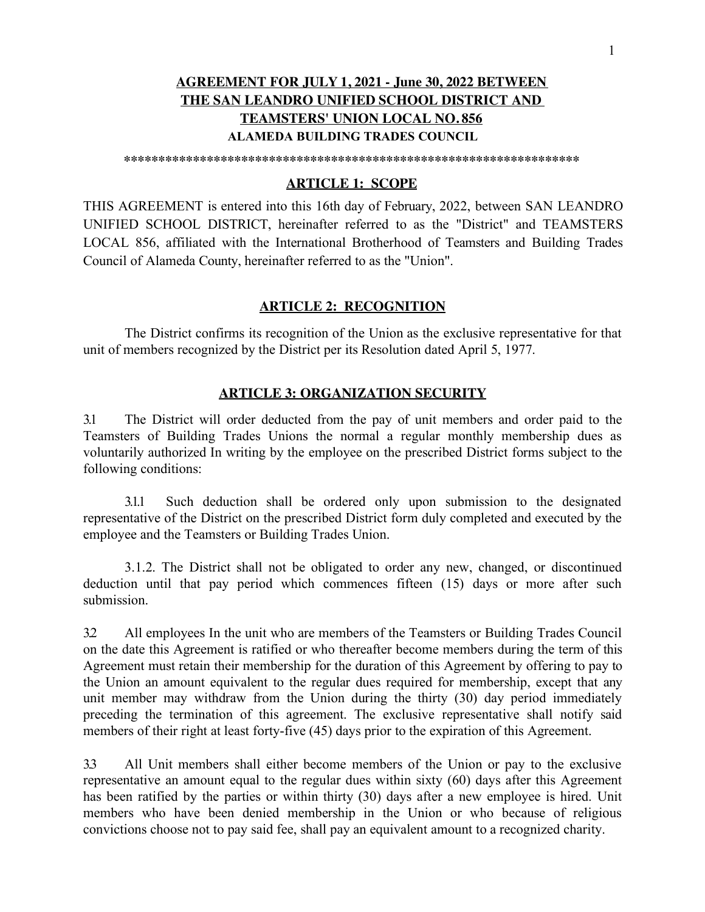# AGREEMENT FOR JULY 1, 2021 - June 30, 2022 BETWEEN THE SAN LEANDRO UNIFIED SCHOOL DISTRICT AND TEAMSTERS' UNION LOCAL NO. 856

**ALAMEDA BUILDING TRADES COUNCIL**

*******************************************************************

## ARTICLE 1: SCOPE

THIS AGREEMENT is entered into this 16th day of February, 2022, between SAN LEANDRO UNIFIED SCHOOL DISTRICT, hereinafter referred to as the "District" and TEAMSTERS LOCAL 856, affiliated with the International Brotherhood of Teamsters and Building Trades Council of Alameda County, hereinafter referred to as the "Union".

## ARTICLE 2: RECOGNITION

The District confirms its recognition of the Union as the exclusive representative for that unit of members recognized by the District per its Resolution dated April 5, 1977.

## ARTICLE 3: ORGANIZATION SECURITY

3.1 The District will order deducted from the pay of unit members and order paid to the Teamsters of Building Trades Unions the normal a regular monthly membership dues as voluntarily authorized In writing by the employee on the prescribed District forms subject to the following conditions:

3.1.1 Such deduction shall be ordered only upon submission to the designated representative of the District on the prescribed District form duly completed and executed by the employee and the Teamsters or Building Trades Union.

3.1.2. The District shall not be obligated to order any new, changed, or discontinued deduction until that pay period which commences fifteen (15) days or more after such submission.

3.2 All employees In the unit who are members of the Teamsters or Building Trades Council on the date this Agreement is ratified or who thereafter become members during the term of this Agreement must retain their membership for the duration of this Agreement by offering to pay to the Union an amount equivalent to the regular dues required for membership, except that any unit member may withdraw from the Union during the thirty (30) day period immediately preceding the termination of this agreement. The exclusive representative shall notify said members of their right at least forty-five (45) days prior to the expiration of this Agreement.

3.3 All Unit members shall either become members of the Union or pay to the exclusive representative an amount equal to the regular dues within sixty (60) days after this Agreement has been ratified by the parties or within thirty (30) days after a new employee is hired. Unit members who have been denied membership in the Union or who because of religious convictions choose not to pay said fee, shall pay an equivalent amount to a recognized charity.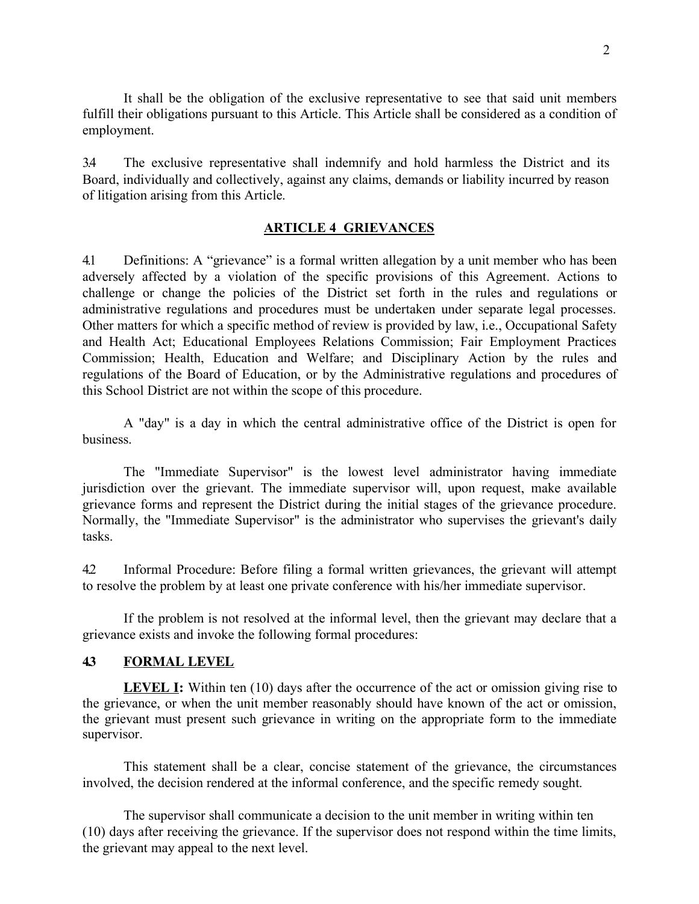It shall be the obligation of the exclusive representative to see that said unit members fulfill their obligations pursuant to this Article. This Article shall be considered as a condition of employment.

3.4 The exclusive representative shall indemnify and hold harmless the District and its Board, individually and collectively, against any claims, demands or liability incurred by reason of litigation arising from this Article.

## ARTICLE 4 GRIEVANCES

4.1 Definitions: A "grievance" is a formal written allegation by a unit member who has been adversely affected by a violation of the specific provisions of this Agreement. Actions to challenge or change the policies of the District set forth in the rules and regulations or administrative regulations and procedures must be undertaken under separate legal processes. Other matters for which a specific method of review is provided by law, i.e., Occupational Safety and Health Act; Educational Employees Relations Commission; Fair Employment Practices Commission; Health, Education and Welfare; and Disciplinary Action by the rules and regulations of the Board of Education, or by the Administrative regulations and procedures of this School District are not within the scope of this procedure.

A "day" is a day in which the central administrative office of the District is open for business.

The "Immediate Supervisor" is the lowest level administrator having immediate jurisdiction over the grievant. The immediate supervisor will, upon request, make available grievance forms and represent the District during the initial stages of the grievance procedure. Normally, the "Immediate Supervisor" is the administrator who supervises the grievant's daily tasks.

4.2 Informal Procedure: Before filing a formal written grievances, the grievant will attempt to resolve the problem by at least one private conference with his/her immediate supervisor.

If the problem is not resolved at the informal level, then the grievant may declare that a grievance exists and invoke the following formal procedures:

### 4.3 FORMAL LEVEL

**LEVEL I:** Within ten (10) days after the occurrence of the act or omission giving rise to the grievance, or when the unit member reasonably should have known of the act or omission, the grievant must present such grievance in writing on the appropriate form to the immediate supervisor.

This statement shall be a clear, concise statement of the grievance, the circumstances involved, the decision rendered at the informal conference, and the specific remedy sought.

The supervisor shall communicate a decision to the unit member in writing within ten (10) days after receiving the grievance. If the supervisor does not respond within the time limits, the grievant may appeal to the next level.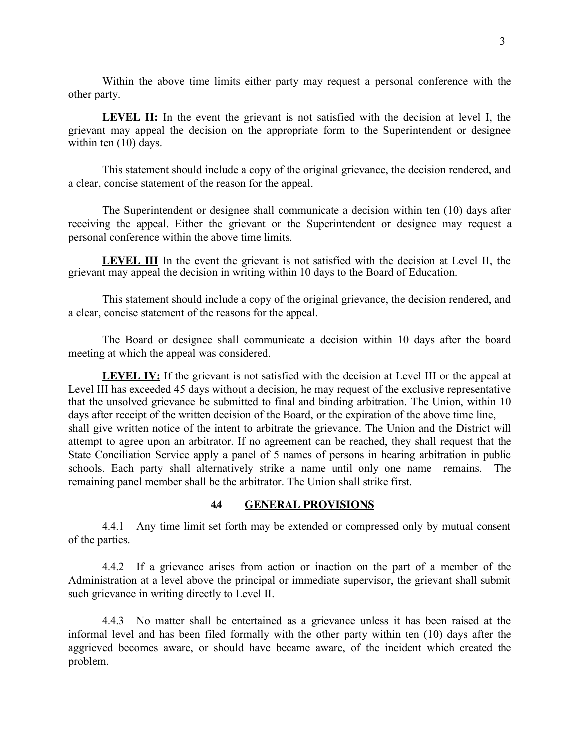Within the above time limits either party may request a personal conference with the other party.

**LEVEL II:** In the event the grievant is not satisfied with the decision at level I, the grievant may appeal the decision on the appropriate form to the Superintendent or designee within ten (10) days.

This statement should include a copy of the original grievance, the decision rendered, and a clear, concise statement of the reason for the appeal.

The Superintendent or designee shall communicate a decision within ten (10) days after receiving the appeal. Either the grievant or the Superintendent or designee may request a personal conference within the above time limits.

**LEVEL III** In the event the grievant is not satisfied with the decision at Level II, the grievant may appeal the decision in writing within 10 days to the Board of Education.

This statement should include a copy of the original grievance, the decision rendered, and a clear, concise statement of the reasons for the appeal.

The Board or designee shall communicate a decision within 10 days after the board meeting at which the appeal was considered.

**LEVEL IV:** If the grievant is not satisfied with the decision at Level III or the appeal at Level III has exceeded 45 days without a decision, he may request of the exclusive representative that the unsolved grievance be submitted to final and binding arbitration. The Union, within 10 days after receipt of the written decision of the Board, or the expiration of the above time line, shall give written notice of the intent to arbitrate the grievance. The Union and the District will attempt to agree upon an arbitrator. If no agreement can be reached, they shall request that the State Conciliation Service apply a panel of 5 names of persons in hearing arbitration in public schools. Each party shall alternatively strike a name until only one name remains. The remaining panel member shall be the arbitrator. The Union shall strike first.

### 4.4 GENERAL PROVISIONS

4.4.1 Any time limit set forth may be extended or compressed only by mutual consent of the parties.

4.4.2 If a grievance arises from action or inaction on the part of a member of the Administration at a level above the principal or immediate supervisor, the grievant shall submit such grievance in writing directly to Level II.

4.4.3 No matter shall be entertained as a grievance unless it has been raised at the informal level and has been filed formally with the other party within ten (10) days after the aggrieved becomes aware, or should have became aware, of the incident which created the problem.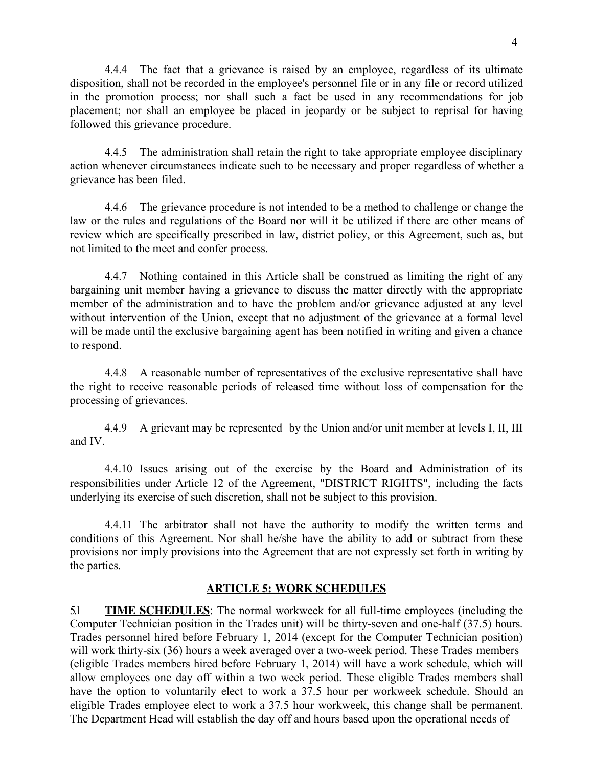4.4.4 The fact that a grievance is raised by an employee, regardless of its ultimate disposition, shall not be recorded in the employee's personnel file or in any file or record utilized in the promotion process; nor shall such a fact be used in any recommendations for job placement; nor shall an employee be placed in jeopardy or be subject to reprisal for having followed this grievance procedure.

4.4.5 The administration shall retain the right to take appropriate employee disciplinary action whenever circumstances indicate such to be necessary and proper regardless of whether a grievance has been filed.

4.4.6 The grievance procedure is not intended to be a method to challenge or change the law or the rules and regulations of the Board nor will it be utilized if there are other means of review which are specifically prescribed in law, district policy, or this Agreement, such as, but not limited to the meet and confer process.

4.4.7 Nothing contained in this Article shall be construed as limiting the right of any bargaining unit member having a grievance to discuss the matter directly with the appropriate member of the administration and to have the problem and/or grievance adjusted at any level without intervention of the Union, except that no adjustment of the grievance at a formal level will be made until the exclusive bargaining agent has been notified in writing and given a chance to respond.

4.4.8 A reasonable number of representatives of the exclusive representative shall have the right to receive reasonable periods of released time without loss of compensation for the processing of grievances.

4.4.9 A grievant may be represented by the Union and/or unit member at levels I, II, III and IV.

4.4.10 Issues arising out of the exercise by the Board and Administration of its responsibilities under Article 12 of the Agreement, "DISTRICT RIGHTS", including the facts underlying its exercise of such discretion, shall not be subject to this provision.

4.4.11 The arbitrator shall not have the authority to modify the written terms and conditions of this Agreement. Nor shall he/she have the ability to add or subtract from these provisions nor imply provisions into the Agreement that are not expressly set forth in writing by the parties.

## ARTICLE 5: WORK SCHEDULES

5.1 **TIME SCHEDULES**: The normal workweek for all full-time employees (including the Computer Technician position in the Trades unit) will be thirty-seven and one-half (37.5) hours. Trades personnel hired before February 1, 2014 (except for the Computer Technician position) will work thirty-six (36) hours a week averaged over a two-week period. These Trades members (eligible Trades members hired before February 1, 2014) will have a work schedule, which will allow employees one day off within a two week period. These eligible Trades members shall have the option to voluntarily elect to work a 37.5 hour per workweek schedule. Should an eligible Trades employee elect to work a 37.5 hour workweek, this change shall be permanent. The Department Head will establish the day off and hours based upon the operational needs of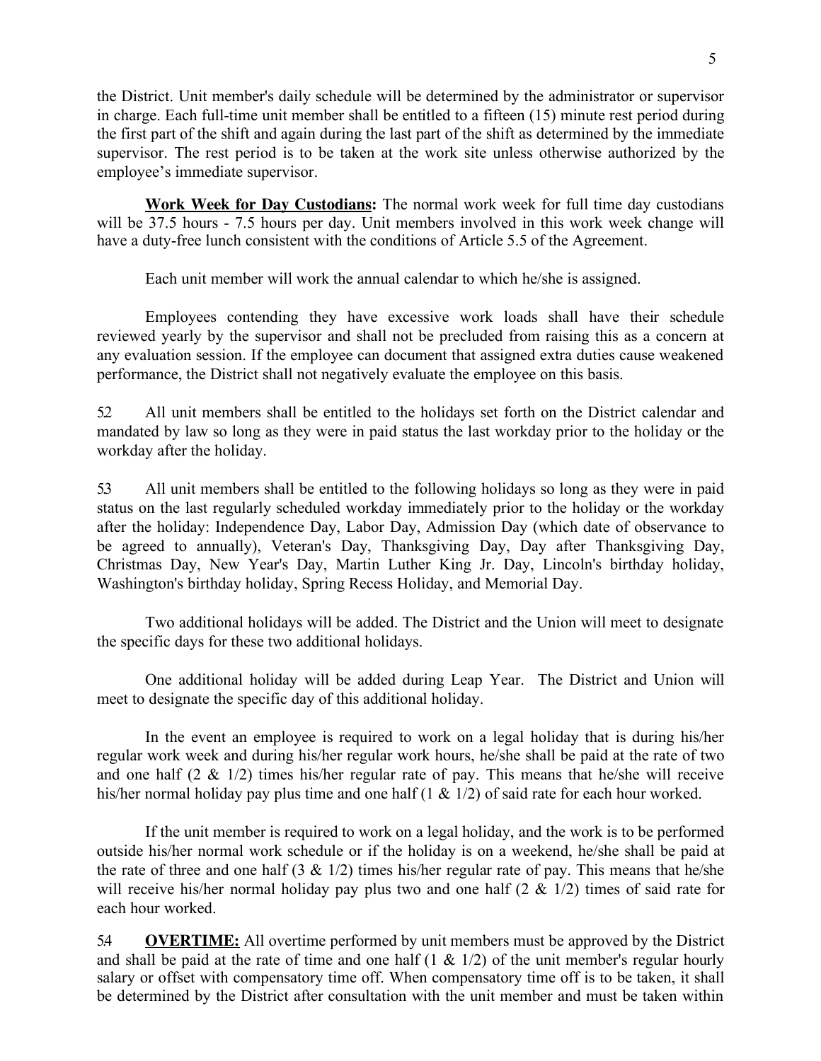the District. Unit member's daily schedule will be determined by the administrator or supervisor in charge. Each full-time unit member shall be entitled to a fifteen (15) minute rest period during the first part of the shift and again during the last part of the shift as determined by the immediate supervisor. The rest period is to be taken at the work site unless otherwise authorized by the employee's immediate supervisor.

**Work Week for Day Custodians:** The normal work week for full time day custodians will be 37.5 hours - 7.5 hours per day. Unit members involved in this work week change will have a duty-free lunch consistent with the conditions of Article 5.5 of the Agreement.

Each unit member will work the annual calendar to which he/she is assigned.

Employees contending they have excessive work loads shall have their schedule reviewed yearly by the supervisor and shall not be precluded from raising this as a concern at any evaluation session. If the employee can document that assigned extra duties cause weakened performance, the District shall not negatively evaluate the employee on this basis.

5.2 All unit members shall be entitled to the holidays set forth on the District calendar and mandated by law so long as they were in paid status the last workday prior to the holiday or the workday after the holiday.

5.3 All unit members shall be entitled to the following holidays so long as they were in paid status on the last regularly scheduled workday immediately prior to the holiday or the workday after the holiday: Independence Day, Labor Day, Admission Day (which date of observance to be agreed to annually), Veteran's Day, Thanksgiving Day, Day after Thanksgiving Day, Christmas Day, New Year's Day, Martin Luther King Jr. Day, Lincoln's birthday holiday, Washington's birthday holiday, Spring Recess Holiday, and Memorial Day.

Two additional holidays will be added. The District and the Union will meet to designate the specific days for these two additional holidays.

One additional holiday will be added during Leap Year. The District and Union will meet to designate the specific day of this additional holiday.

In the event an employee is required to work on a legal holiday that is during his/her regular work week and during his/her regular work hours, he/she shall be paid at the rate of two and one half (2 & 1/2) times his/her regular rate of pay. This means that he/she will receive his/her normal holiday pay plus time and one half (1 & 1/2) of said rate for each hour worked.

If the unit member is required to work on a legal holiday, and the work is to be performed outside his/her normal work schedule or if the holiday is on a weekend, he/she shall be paid at the rate of three and one half (3 & 1/2) times his/her regular rate of pay. This means that he/she will receive his/her normal holiday pay plus two and one half (2 & 1/2) times of said rate for each hour worked.

5.4 **OVERTIME:** All overtime performed by unit members must be approved by the District and shall be paid at the rate of time and one half (1 & 1/2) of the unit member's regular hourly salary or offset with compensatory time off. When compensatory time off is to be taken, it shall be determined by the District after consultation with the unit member and must be taken within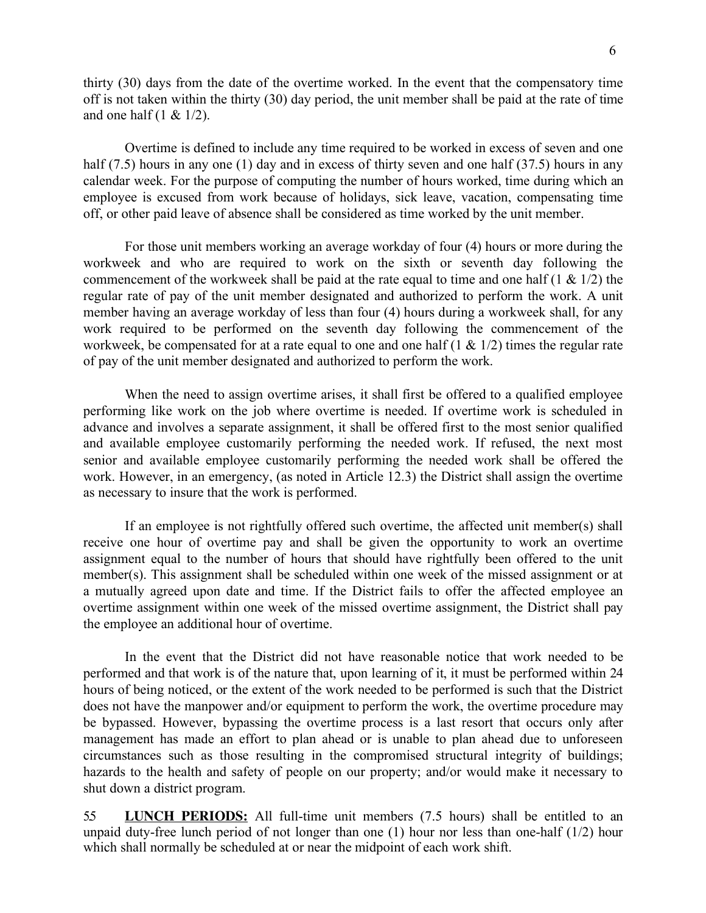thirty (30) days from the date of the overtime worked. In the event that the compensatory time off is not taken within the thirty (30) day period, the unit member shall be paid at the rate of time and one half (1 & 1/2).

Overtime is defined to include any time required to be worked in excess of seven and one half (7.5) hours in any one (1) day and in excess of thirty seven and one half (37.5) hours in any calendar week. For the purpose of computing the number of hours worked, time during which an employee is excused from work because of holidays, sick leave, vacation, compensating time off, or other paid leave of absence shall be considered as time worked by the unit member.

For those unit members working an average workday of four (4) hours or more during the workweek and who are required to work on the sixth or seventh day following the commencement of the workweek shall be paid at the rate equal to time and one half (1 & 1/2) the regular rate of pay of the unit member designated and authorized to perform the work. A unit member having an average workday of less than four (4) hours during a workweek shall, for any work required to be performed on the seventh day following the commencement of the workweek, be compensated for at a rate equal to one and one half (1 & 1/2) times the regular rate of pay of the unit member designated and authorized to perform the work.

When the need to assign overtime arises, it shall first be offered to a qualified employee performing like work on the job where overtime is needed. If overtime work is scheduled in advance and involves a separate assignment, it shall be offered first to the most senior qualified and available employee customarily performing the needed work. If refused, the next most senior and available employee customarily performing the needed work shall be offered the work. However, in an emergency, (as noted in Article 12.3) the District shall assign the overtime as necessary to insure that the work is performed.

If an employee is not rightfully offered such overtime, the affected unit member(s) shall receive one hour of overtime pay and shall be given the opportunity to work an overtime assignment equal to the number of hours that should have rightfully been offered to the unit member(s). This assignment shall be scheduled within one week of the missed assignment or at a mutually agreed upon date and time. If the District fails to offer the affected employee an overtime assignment within one week of the missed overtime assignment, the District shall pay the employee an additional hour of overtime.

In the event that the District did not have reasonable notice that work needed to be performed and that work is of the nature that, upon learning of it, it must be performed within 24 hours of being noticed, or the extent of the work needed to be performed is such that the District does not have the manpower and/or equipment to perform the work, the overtime procedure may be bypassed. However, bypassing the overtime process is a last resort that occurs only after management has made an effort to plan ahead or is unable to plan ahead due to unforeseen circumstances such as those resulting in the compromised structural integrity of buildings; hazards to the health and safety of people on our property; and/or would make it necessary to shut down a district program.

5.5 **LUNCH PERIODS:** All full-time unit members (7.5 hours) shall be entitled to an unpaid duty-free lunch period of not longer than one (1) hour nor less than one-half (1/2) hour which shall normally be scheduled at or near the midpoint of each work shift.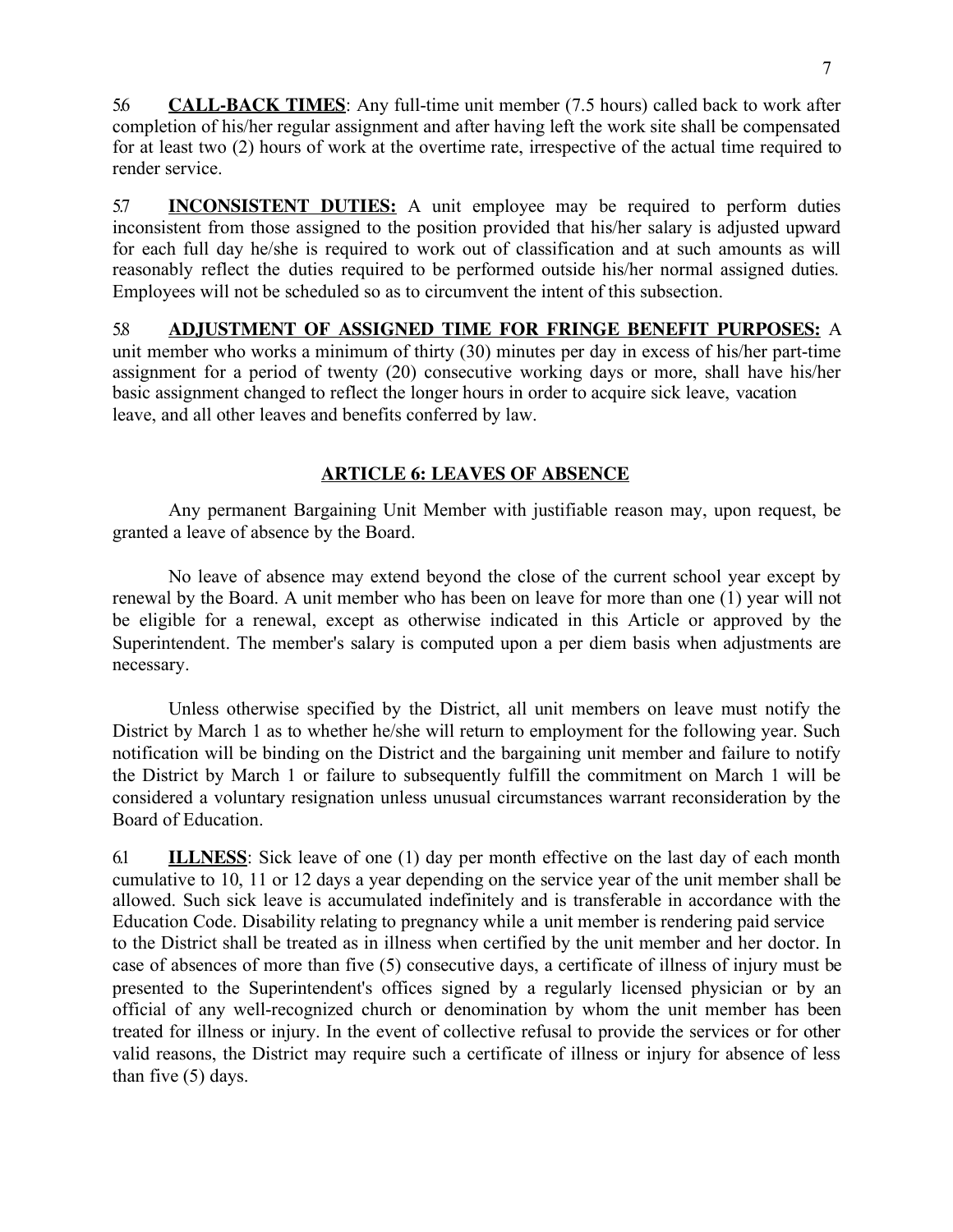5.6 **CALL-BACK TIMES**: Any full-time unit member (7.5 hours) called back to work after completion of his/her regular assignment and after having left the work site shall be compensated for at least two (2) hours of work at the overtime rate, irrespective of the actual time required to render service.

5.7 **INCONSISTENT DUTIES:** A unit employee may be required to perform duties inconsistent from those assigned to the position provided that his/her salary is adjusted upward for each full day he/she is required to work out of classification and at such amounts as will reasonably reflect the duties required to be performed outside his/her normal assigned duties. Employees will not be scheduled so as to circumvent the intent of this subsection.

5.8 **ADJUSTMENT OF ASSIGNED TIME FOR FRINGE BENEFIT PURPOSES:** A unit member who works a minimum of thirty (30) minutes per day in excess of his/her part-time assignment for a period of twenty (20) consecutive working days or more, shall have his/her basic assignment changed to reflect the longer hours in order to acquire sick leave, vacation leave, and all other leaves and benefits conferred by law.

## ARTICLE 6: LEAVES OF ABSENCE

Any permanent Bargaining Unit Member with justifiable reason may, upon request, be granted a leave of absence by the Board.

No leave of absence may extend beyond the close of the current school year except by renewal by the Board. A unit member who has been on leave for more than one (1) year will not be eligible for a renewal, except as otherwise indicated in this Article or approved by the Superintendent. The member's salary is computed upon a per diem basis when adjustments are necessary.

Unless otherwise specified by the District, all unit members on leave must notify the District by March 1 as to whether he/she will return to employment for the following year. Such notification will be binding on the District and the bargaining unit member and failure to notify the District by March 1 or failure to subsequently fulfill the commitment on March 1 will be considered a voluntary resignation unless unusual circumstances warrant reconsideration by the Board of Education.

6.1 **ILLNESS**: Sick leave of one (1) day per month effective on the last day of each month cumulative to 10, 11 or 12 days a year depending on the service year of the unit member shall be allowed. Such sick leave is accumulated indefinitely and is transferable in accordance with the Education Code. Disability relating to pregnancy while a unit member is rendering paid service to the District shall be treated as in illness when certified by the unit member and her doctor. In case of absences of more than five (5) consecutive days, a certificate of illness of injury must be presented to the Superintendent's offices signed by a regularly licensed physician or by an official of any well-recognized church or denomination by whom the unit member has been treated for illness or injury. In the event of collective refusal to provide the services or for other valid reasons, the District may require such a certificate of illness or injury for absence of less than five (5) days.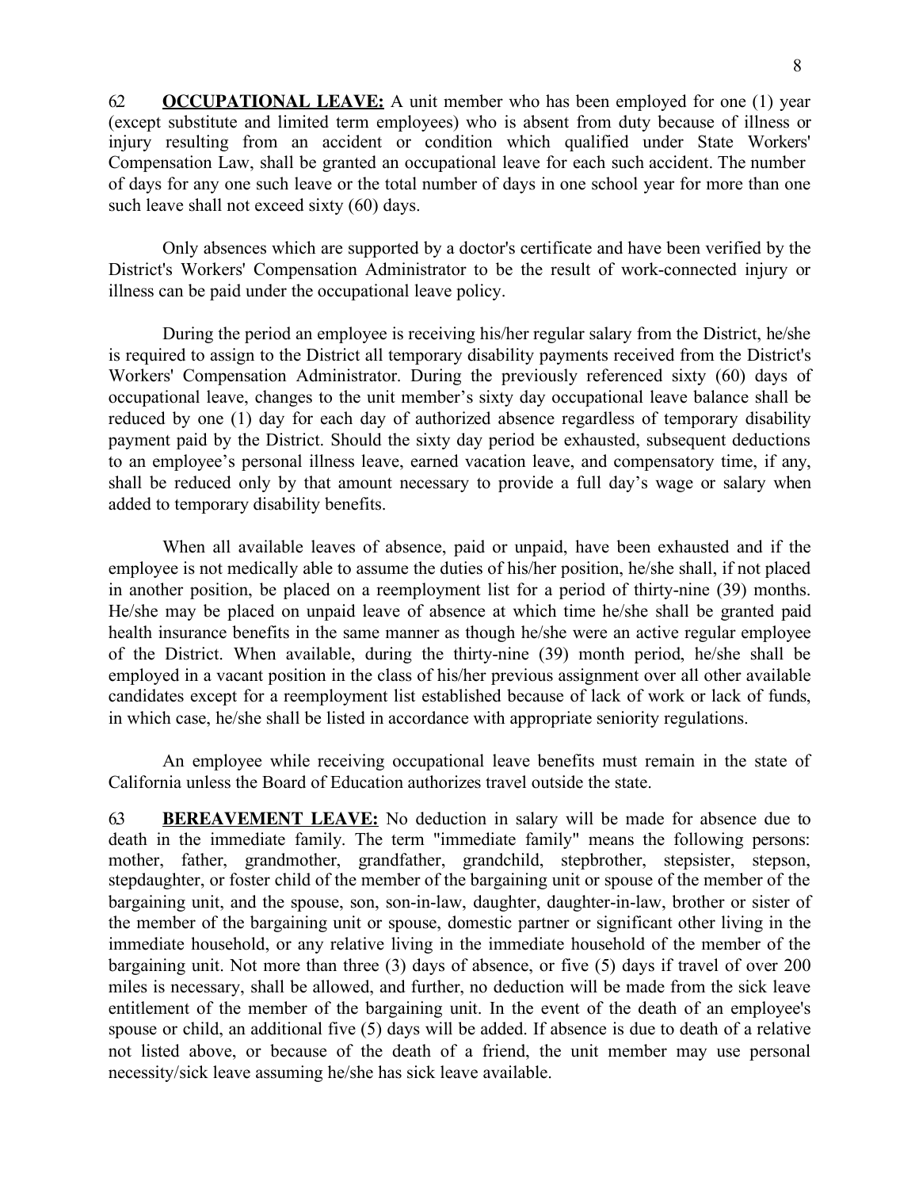62 **OCCUPATIONAL LEAVE:** A unit member who has been employed for one (1) year (except substitute and limited term employees) who is absent from duty because of illness or injury resulting from an accident or condition which qualified under State Workers' Compensation Law, shall be granted an occupational leave for each such accident. The number of days for any one such leave or the total number of days in one school year for more than one such leave shall not exceed sixty (60) days.

Only absences which are supported by a doctor's certificate and have been verified by the District's Workers' Compensation Administrator to be the result of work-connected injury or illness can be paid under the occupational leave policy.

During the period an employee is receiving his/her regular salary from the District, he/she is required to assign to the District all temporary disability payments received from the District's Workers' Compensation Administrator. During the previously referenced sixty (60) days of occupational leave, changes to the unit member's sixty day occupational leave balance shall be reduced by one (1) day for each day of authorized absence regardless of temporary disability payment paid by the District. Should the sixty day period be exhausted, subsequent deductions to an employee's personal illness leave, earned vacation leave, and compensatory time, if any, shall be reduced only by that amount necessary to provide a full day's wage or salary when added to temporary disability benefits.

When all available leaves of absence, paid or unpaid, have been exhausted and if the employee is not medically able to assume the duties of his/her position, he/she shall, if not placed in another position, be placed on a reemployment list for a period of thirty-nine (39) months. He/she may be placed on unpaid leave of absence at which time he/she shall be granted paid health insurance benefits in the same manner as though he/she were an active regular employee of the District. When available, during the thirty-nine (39) month period, he/she shall be employed in a vacant position in the class of his/her previous assignment over all other available candidates except for a reemployment list established because of lack of work or lack of funds, in which case, he/she shall be listed in accordance with appropriate seniority regulations.

An employee while receiving occupational leave benefits must remain in the state of California unless the Board of Education authorizes travel outside the state.

63 **BEREAVEMENT LEAVE:** No deduction in salary will be made for absence due to death in the immediate family. The term "immediate family" means the following persons: mother, father, grandmother, grandfather, grandchild, stepbrother, stepsister, stepson, stepdaughter, or foster child of the member of the bargaining unit or spouse of the member of the bargaining unit, and the spouse, son, son-in-law, daughter, daughter-in-law, brother or sister of the member of the bargaining unit or spouse, domestic partner or significant other living in the immediate household, or any relative living in the immediate household of the member of the bargaining unit. Not more than three (3) days of absence, or five (5) days if travel of over 200 miles is necessary, shall be allowed, and further, no deduction will be made from the sick leave entitlement of the member of the bargaining unit. In the event of the death of an employee's spouse or child, an additional five (5) days will be added. If absence is due to death of a relative not listed above, or because of the death of a friend, the unit member may use personal necessity/sick leave assuming he/she has sick leave available.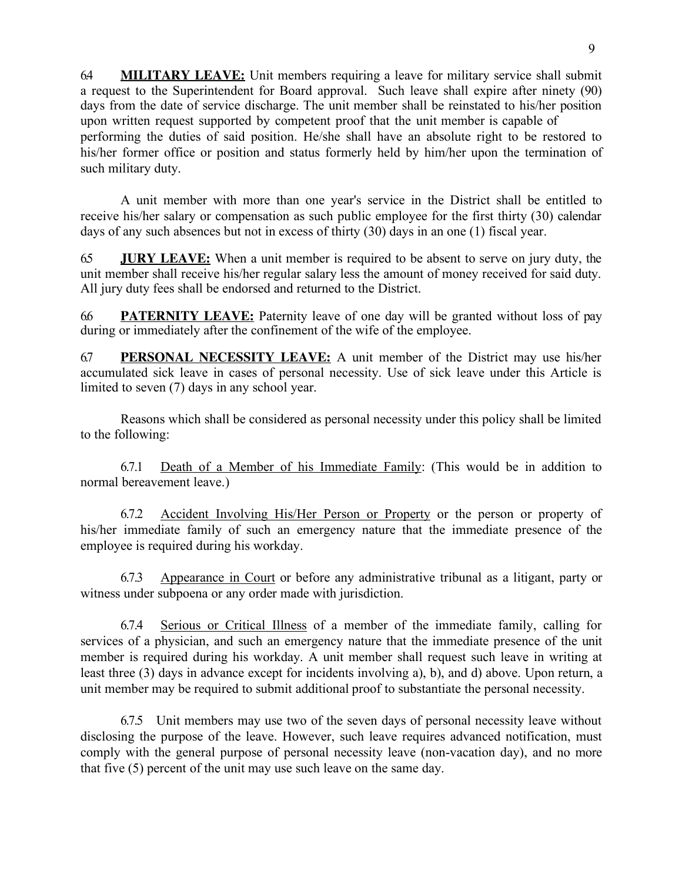6.4 **<u>MILITARY LEAVE:</u>** Unit members requiring a leave for military service shall submit a request to the Superintendent for Board approval. Such leave shall expire after ninety (90) days from the date of service discharge. The unit member shall be reinstated to his/her position upon written request supported by competent proof that the unit member is capable of performing the duties of said position. He/she shall have an absolute right to be restored to his/her former office or position and status formerly held by him/her upon the termination of such military duty.

A unit member with more than one year's service in the District shall be entitled to receive his/her salary or compensation as such public employee for the first thirty (30) calendar days of any such absences but not in excess of thirty (30) days in an one (1) fiscal year.

6.5 **<u>JURY LEAVE:</u>** When a unit member is required to be absent to serve on jury duty, the unit member shall receive his/her regular salary less the amount of money received for said duty. All jury duty fees shall be endorsed and returned to the District.

6.6 **<u>PATERNITY LEAVE:</u>** Paternity leave of one day will be granted without loss of pay during or immediately after the confinement of the wife of the employee.

6.7 **<u>PERSONAL NECESSITY LEAVE:</u>** A unit member of the District may use his/her accumulated sick leave in cases of personal necessity. Use of sick leave under this Article is limited to seven (7) days in any school year.

Reasons which shall be considered as personal necessity under this policy shall be limited to the following:

6.7.1 <u>Death of a Member of his Immediate Family</u>: (This would be in addition to normal bereavement leave.)

6.7.2 <u>Accident Involving His/Her Person or Property</u> or the person or property of his/her immediate family of such an emergency nature that the immediate presence of the employee is required during his workday.

6.7.3 <u>Appearance in Court</u> or before any administrative tribunal as a litigant, party or witness under subpoena or any order made with jurisdiction.

6.7.4 <u>Serious or Critical Illness</u> of a member of the immediate family, calling for services of a physician, and such an emergency nature that the immediate presence of the unit member is required during his workday. A unit member shall request such leave in writing at least three (3) days in advance except for incidents involving a), b), and d) above. Upon return, a unit member may be required to submit additional proof to substantiate the personal necessity.

6.7.5 Unit members may use two of the seven days of personal necessity leave without disclosing the purpose of the leave. However, such leave requires advanced notification, must comply with the general purpose of personal necessity leave (non-vacation day), and no more that five (5) percent of the unit may use such leave on the same day.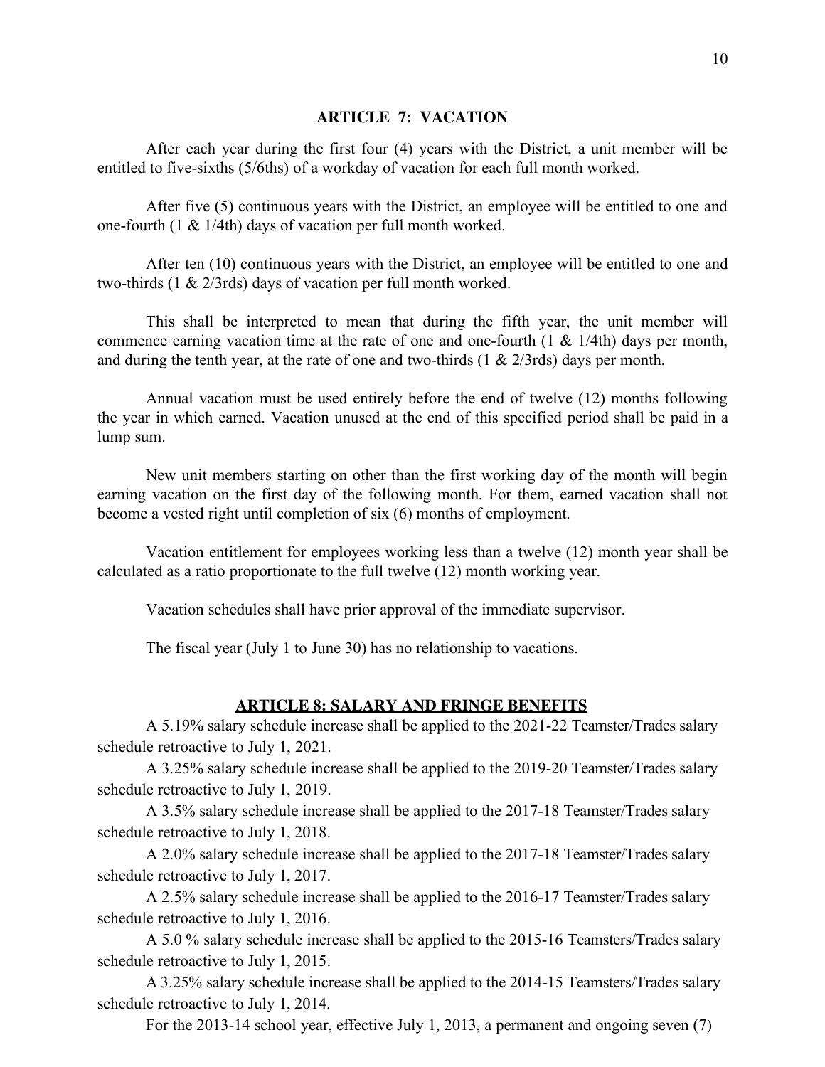## ARTICLE 7: VACATION

After each year during the first four (4) years with the District, a unit member will be entitled to five-sixths (5/6ths) of a workday of vacation for each full month worked.

After five (5) continuous years with the District, an employee will be entitled to one and one-fourth (1 & 1/4th) days of vacation per full month worked.

After ten (10) continuous years with the District, an employee will be entitled to one and two-thirds (1 & 2/3rds) days of vacation per full month worked.

This shall be interpreted to mean that during the fifth year, the unit member will commence earning vacation time at the rate of one and one-fourth (1 & 1/4th) days per month, and during the tenth year, at the rate of one and two-thirds (1 & 2/3rds) days per month.

Annual vacation must be used entirely before the end of twelve (12) months following the year in which earned. Vacation unused at the end of this specified period shall be paid in a lump sum.

New unit members starting on other than the first working day of the month will begin earning vacation on the first day of the following month. For them, earned vacation shall not become a vested right until completion of six (6) months of employment.

Vacation entitlement for employees working less than a twelve (12) month year shall be calculated as a ratio proportionate to the full twelve (12) month working year.

Vacation schedules shall have prior approval of the immediate supervisor.

The fiscal year (July 1 to June 30) has no relationship to vacations.

## ARTICLE 8: SALARY AND FRINGE BENEFITS

A 5.19% salary schedule increase shall be applied to the 2021-22 Teamster/Trades salary schedule retroactive to July 1, 2021.

A 3.25% salary schedule increase shall be applied to the 2019-20 Teamster/Trades salary schedule retroactive to July 1, 2019.

A 3.5% salary schedule increase shall be applied to the 2017-18 Teamster/Trades salary schedule retroactive to July 1, 2018.

A 2.0% salary schedule increase shall be applied to the 2017-18 Teamster/Trades salary schedule retroactive to July 1, 2017.

A 2.5% salary schedule increase shall be applied to the 2016-17 Teamster/Trades salary schedule retroactive to July 1, 2016.

A 5.0 % salary schedule increase shall be applied to the 2015-16 Teamsters/Trades salary schedule retroactive to July 1, 2015.

A 3.25% salary schedule increase shall be applied to the 2014-15 Teamsters/Trades salary schedule retroactive to July 1, 2014.

For the 2013-14 school year, effective July 1, 2013, a permanent and ongoing seven (7)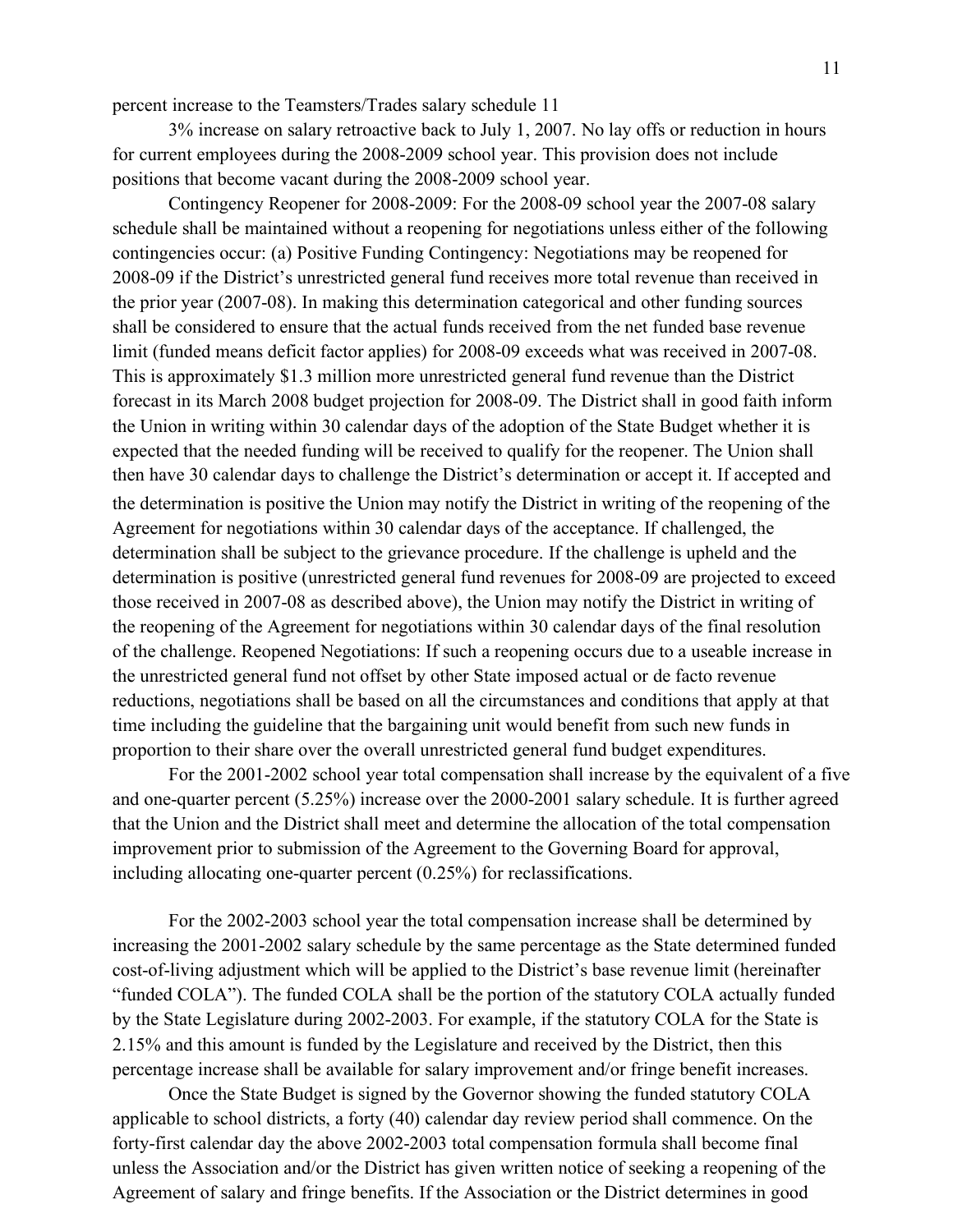percent increase to the Teamsters/Trades salary schedule 11

3% increase on salary retroactive back to July 1, 2007. No lay offs or reduction in hours for current employees during the 2008-2009 school year. This provision does not include positions that become vacant during the 2008-2009 school year.

Contingency Reopener for 2008-2009: For the 2008-09 school year the 2007-08 salary schedule shall be maintained without a reopening for negotiations unless either of the following contingencies occur: (a) Positive Funding Contingency: Negotiations may be reopened for 2008-09 if the District's unrestricted general fund receives more total revenue than received in the prior year (2007-08). In making this determination categorical and other funding sources shall be considered to ensure that the actual funds received from the net funded base revenue limit (funded means deficit factor applies) for 2008-09 exceeds what was received in 2007-08. This is approximately $1.3 million more unrestricted general fund revenue than the District forecast in its March 2008 budget projection for 2008-09. The District shall in good faith inform the Union in writing within 30 calendar days of the adoption of the State Budget whether it is expected that the needed funding will be received to qualify for the reopener. The Union shall then have 30 calendar days to challenge the District's determination or accept it. If accepted and the determination is positive the Union may notify the District in writing of the reopening of the Agreement for negotiations within 30 calendar days of the acceptance. If challenged, the determination shall be subject to the grievance procedure. If the challenge is upheld and the determination is positive (unrestricted general fund revenues for 2008-09 are projected to exceed those received in 2007-08 as described above), the Union may notify the District in writing of the reopening of the Agreement for negotiations within 30 calendar days of the final resolution of the challenge. Reopened Negotiations: If such a reopening occurs due to a useable increase in the unrestricted general fund not offset by other State imposed actual or de facto revenue reductions, negotiations shall be based on all the circumstances and conditions that apply at that time including the guideline that the bargaining unit would benefit from such new funds in proportion to their share over the overall unrestricted general fund budget expenditures.

For the 2001-2002 school year total compensation shall increase by the equivalent of a five and one-quarter percent (5.25%) increase over the 2000-2001 salary schedule. It is further agreed that the Union and the District shall meet and determine the allocation of the total compensation improvement prior to submission of the Agreement to the Governing Board for approval, including allocating one-quarter percent (0.25%) for reclassifications.

For the 2002-2003 school year the total compensation increase shall be determined by increasing the 2001-2002 salary schedule by the same percentage as the State determined funded cost-of-living adjustment which will be applied to the District's base revenue limit (hereinafter "funded COLA"). The funded COLA shall be the portion of the statutory COLA actually funded by the State Legislature during 2002-2003. For example, if the statutory COLA for the State is 2.15% and this amount is funded by the Legislature and received by the District, then this percentage increase shall be available for salary improvement and/or fringe benefit increases.

Once the State Budget is signed by the Governor showing the funded statutory COLA applicable to school districts, a forty (40) calendar day review period shall commence. On the forty-first calendar day the above 2002-2003 total compensation formula shall become final unless the Association and/or the District has given written notice of seeking a reopening of the Agreement of salary and fringe benefits. If the Association or the District determines in good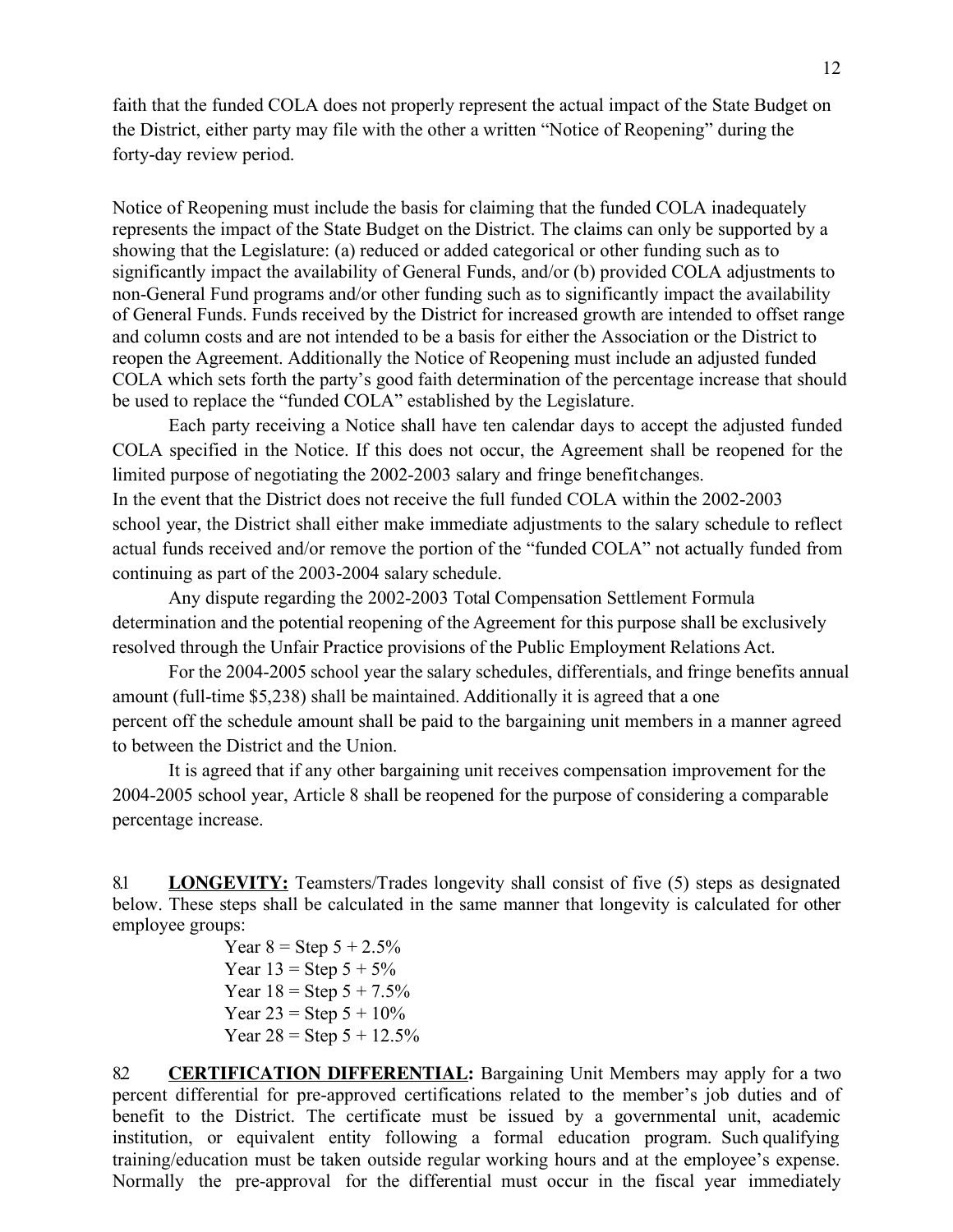faith that the funded COLA does not properly represent the actual impact of the State Budget on the District, either party may file with the other a written "Notice of Reopening" during the forty-day review period.

Notice of Reopening must include the basis for claiming that the funded COLA inadequately represents the impact of the State Budget on the District. The claims can only be supported by a showing that the Legislature: (a) reduced or added categorical or other funding such as to significantly impact the availability of General Funds, and/or (b) provided COLA adjustments to non-General Fund programs and/or other funding such as to significantly impact the availability of General Funds. Funds received by the District for increased growth are intended to offset range and column costs and are not intended to be a basis for either the Association or the District to reopen the Agreement. Additionally the Notice of Reopening must include an adjusted funded COLA which sets forth the party's good faith determination of the percentage increase that should be used to replace the "funded COLA" established by the Legislature.

Each party receiving a Notice shall have ten calendar days to accept the adjusted funded COLA specified in the Notice. If this does not occur, the Agreement shall be reopened for the limited purpose of negotiating the 2002-2003 salary and fringe benefit changes.

In the event that the District does not receive the full funded COLA within the 2002-2003 school year, the District shall either make immediate adjustments to the salary schedule to reflect actual funds received and/or remove the portion of the "funded COLA" not actually funded from continuing as part of the 2003-2004 salary schedule.

Any dispute regarding the 2002-2003 Total Compensation Settlement Formula determination and the potential reopening of the Agreement for this purpose shall be exclusively resolved through the Unfair Practice provisions of the Public Employment Relations Act.

For the 2004-2005 school year the salary schedules, differentials, and fringe benefits annual amount (full-time $5,238) shall be maintained. Additionally it is agreed that a one percent off the schedule amount shall be paid to the bargaining unit members in a manner agreed to between the District and the Union.

It is agreed that if any other bargaining unit receives compensation improvement for the 2004-2005 school year, Article 8 shall be reopened for the purpose of considering a comparable percentage increase.

8.1 **LONGEVITY:** Teamsters/Trades longevity shall consist of five (5) steps as designated below. These steps shall be calculated in the same manner that longevity is calculated for other employee groups:

Year 8 = Step 5 + 2.5%
Year 13 = Step 5 + 5%
Year 18 = Step 5 + 7.5%
Year 23 = Step 5 + 10%
Year 28 = Step 5 + 12.5%

8.2 **CERTIFICATION DIFFERENTIAL:** Bargaining Unit Members may apply for a two percent differential for pre-approved certifications related to the member's job duties and of benefit to the District. The certificate must be issued by a governmental unit, academic institution, or equivalent entity following a formal education program. Such qualifying training/education must be taken outside regular working hours and at the employee's expense. Normally the pre-approval for the differential must occur in the fiscal year immediately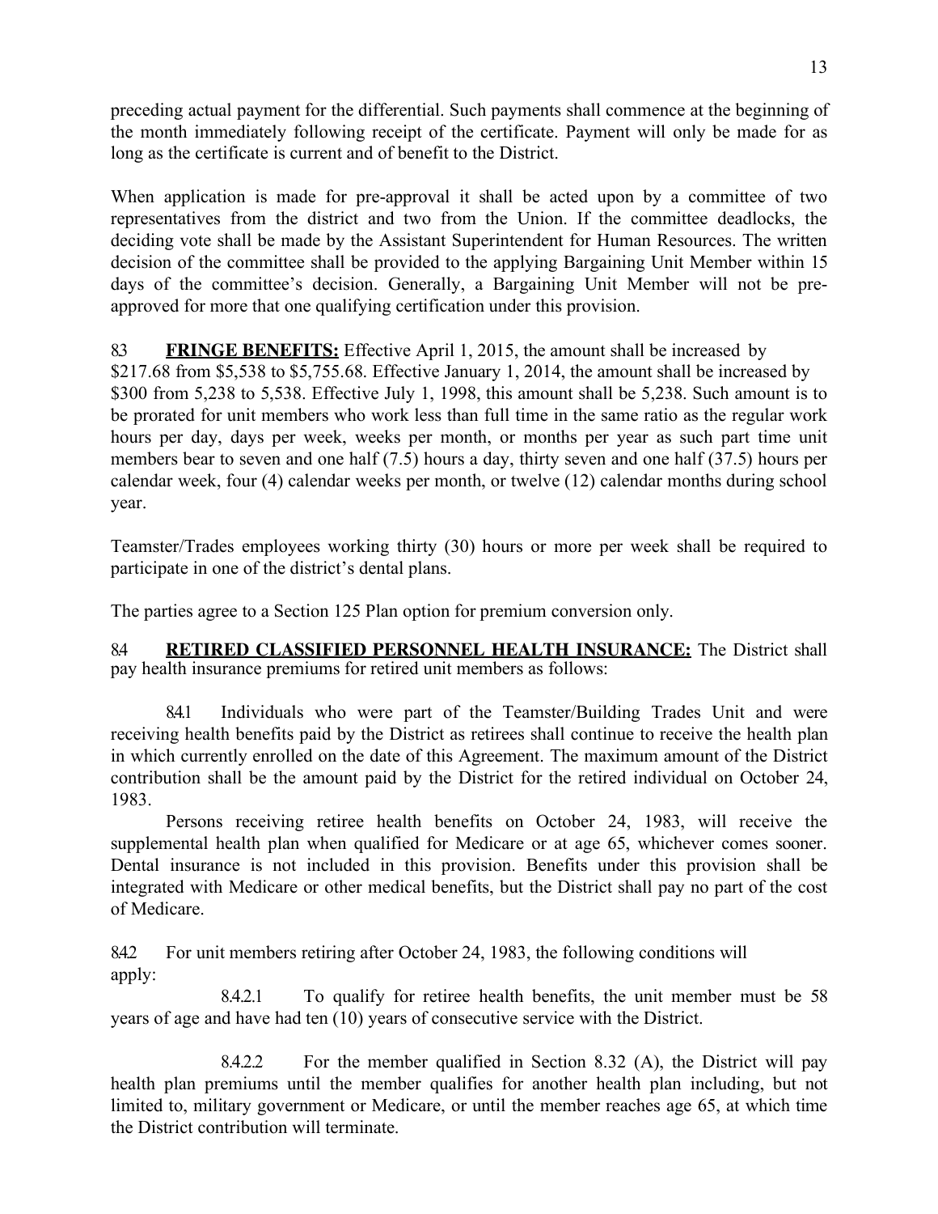preceding actual payment for the differential. Such payments shall commence at the beginning of the month immediately following receipt of the certificate. Payment will only be made for as long as the certificate is current and of benefit to the District.

When application is made for pre-approval it shall be acted upon by a committee of two representatives from the district and two from the Union. If the committee deadlocks, the deciding vote shall be made by the Assistant Superintendent for Human Resources. The written decision of the committee shall be provided to the applying Bargaining Unit Member within 15 days of the committee's decision. Generally, a Bargaining Unit Member will not be pre-approved for more that one qualifying certification under this provision.

8.3 **FRINGE BENEFITS:** Effective April 1, 2015, the amount shall be increased by $217.68 from $5,538 to $5,755.68. Effective January 1, 2014, the amount shall be increased by $300 from 5,238 to 5,538. Effective July 1, 1998, this amount shall be 5,238. Such amount is to be prorated for unit members who work less than full time in the same ratio as the regular work hours per day, days per week, weeks per month, or months per year as such part time unit members bear to seven and one half (7.5) hours a day, thirty seven and one half (37.5) hours per calendar week, four (4) calendar weeks per month, or twelve (12) calendar months during school year.

Teamster/Trades employees working thirty (30) hours or more per week shall be required to participate in one of the district's dental plans.

The parties agree to a Section 125 Plan option for premium conversion only.

8.4 **RETIRED CLASSIFIED PERSONNEL HEALTH INSURANCE:** The District shall pay health insurance premiums for retired unit members as follows:

8.4.1 Individuals who were part of the Teamster/Building Trades Unit and were receiving health benefits paid by the District as retirees shall continue to receive the health plan in which currently enrolled on the date of this Agreement. The maximum amount of the District contribution shall be the amount paid by the District for the retired individual on October 24, 1983.

Persons receiving retiree health benefits on October 24, 1983, will receive the supplemental health plan when qualified for Medicare or at age 65, whichever comes sooner. Dental insurance is not included in this provision. Benefits under this provision shall be integrated with Medicare or other medical benefits, but the District shall pay no part of the cost of Medicare.

8.4.2 For unit members retiring after October 24, 1983, the following conditions will apply:

8.4.2.1 To qualify for retiree health benefits, the unit member must be 58 years of age and have had ten (10) years of consecutive service with the District.

8.4.2.2 For the member qualified in Section 8.32 (A), the District will pay health plan premiums until the member qualifies for another health plan including, but not limited to, military government or Medicare, or until the member reaches age 65, at which time the District contribution will terminate.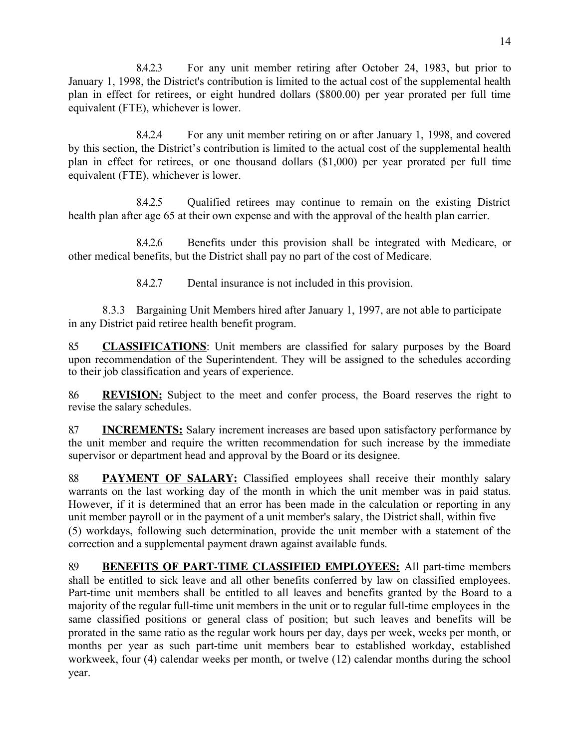8.4.2.3 For any unit member retiring after October 24, 1983, but prior to January 1, 1998, the District's contribution is limited to the actual cost of the supplemental health plan in effect for retirees, or eight hundred dollars ($800.00) per year prorated per full time equivalent (FTE), whichever is lower.

8.4.2.4 For any unit member retiring on or after January 1, 1998, and covered by this section, the District's contribution is limited to the actual cost of the supplemental health plan in effect for retirees, or one thousand dollars ($1,000) per year prorated per full time equivalent (FTE), whichever is lower.

8.4.2.5 Qualified retirees may continue to remain on the existing District health plan after age 65 at their own expense and with the approval of the health plan carrier.

8.4.2.6 Benefits under this provision shall be integrated with Medicare, or other medical benefits, but the District shall pay no part of the cost of Medicare.

8.4.2.7 Dental insurance is not included in this provision.

8.3.3 Bargaining Unit Members hired after January 1, 1997, are not able to participate in any District paid retiree health benefit program.

8.5 **CLASSIFICATIONS**: Unit members are classified for salary purposes by the Board upon recommendation of the Superintendent. They will be assigned to the schedules according to their job classification and years of experience.

8.6 **REVISION:** Subject to the meet and confer process, the Board reserves the right to revise the salary schedules.

8.7 **INCREMENTS:** Salary increment increases are based upon satisfactory performance by the unit member and require the written recommendation for such increase by the immediate supervisor or department head and approval by the Board or its designee.

8.8 **PAYMENT OF SALARY:** Classified employees shall receive their monthly salary warrants on the last working day of the month in which the unit member was in paid status. However, if it is determined that an error has been made in the calculation or reporting in any unit member payroll or in the payment of a unit member's salary, the District shall, within five (5) workdays, following such determination, provide the unit member with a statement of the correction and a supplemental payment drawn against available funds.

8.9 **BENEFITS OF PART-TIME CLASSIFIED EMPLOYEES:** All part-time members shall be entitled to sick leave and all other benefits conferred by law on classified employees. Part-time unit members shall be entitled to all leaves and benefits granted by the Board to a majority of the regular full-time unit members in the unit or to regular full-time employees in the same classified positions or general class of position; but such leaves and benefits will be prorated in the same ratio as the regular work hours per day, days per week, weeks per month, or months per year as such part-time unit members bear to established workday, established workweek, four (4) calendar weeks per month, or twelve (12) calendar months during the school year.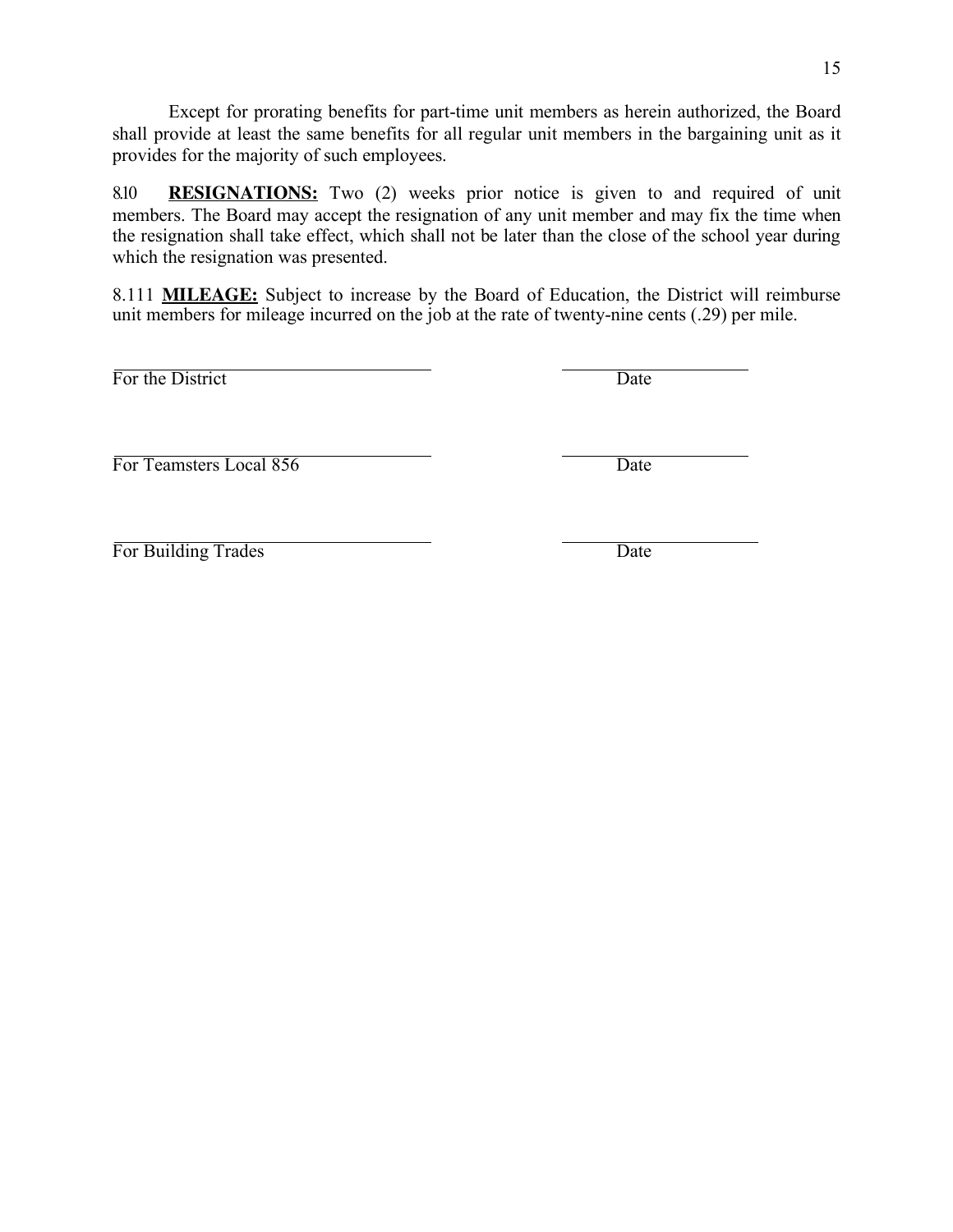Except for prorating benefits for part-time unit members as herein authorized, the Board shall provide at least the same benefits for all regular unit members in the bargaining unit as it provides for the majority of such employees.

8.10 **RESIGNATIONS:** Two (2) weeks prior notice is given to and required of unit members. The Board may accept the resignation of any unit member and may fix the time when the resignation shall take effect, which shall not be later than the close of the school year during which the resignation was presented.

8.111 **MILEAGE:** Subject to increase by the Board of Education, the District will reimburse unit members for mileage incurred on the job at the rate of twenty-nine cents (.29) per mile.

______________________________ ____________________
For the District Date

______________________________ ____________________
For Teamsters Local 856 Date

______________________________ ____________________
For Building Trades Date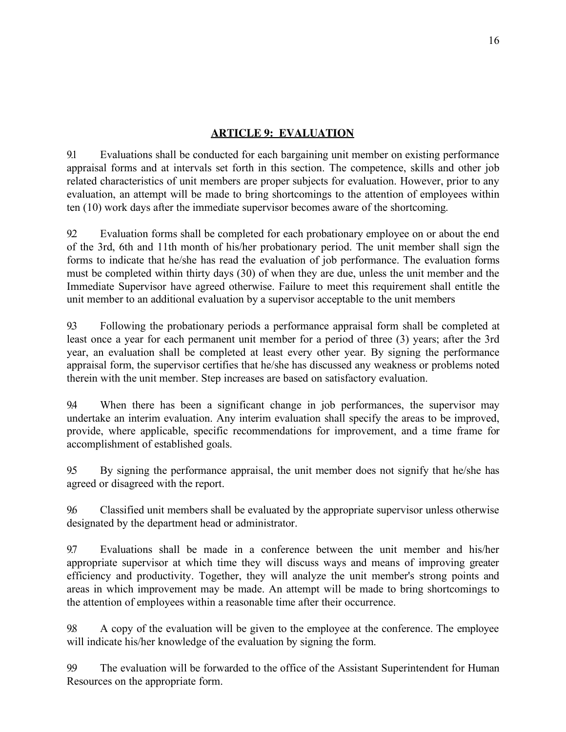## ARTICLE 9: EVALUATION

9.1 Evaluations shall be conducted for each bargaining unit member on existing performance appraisal forms and at intervals set forth in this section. The competence, skills and other job related characteristics of unit members are proper subjects for evaluation. However, prior to any evaluation, an attempt will be made to bring shortcomings to the attention of employees within ten (10) work days after the immediate supervisor becomes aware of the shortcoming.

9.2 Evaluation forms shall be completed for each probationary employee on or about the end of the 3rd, 6th and 11th month of his/her probationary period. The unit member shall sign the forms to indicate that he/she has read the evaluation of job performance. The evaluation forms must be completed within thirty days (30) of when they are due, unless the unit member and the Immediate Supervisor have agreed otherwise. Failure to meet this requirement shall entitle the unit member to an additional evaluation by a supervisor acceptable to the unit members

9.3 Following the probationary periods a performance appraisal form shall be completed at least once a year for each permanent unit member for a period of three (3) years; after the 3rd year, an evaluation shall be completed at least every other year. By signing the performance appraisal form, the supervisor certifies that he/she has discussed any weakness or problems noted therein with the unit member. Step increases are based on satisfactory evaluation.

9.4 When there has been a significant change in job performances, the supervisor may undertake an interim evaluation. Any interim evaluation shall specify the areas to be improved, provide, where applicable, specific recommendations for improvement, and a time frame for accomplishment of established goals.

9.5 By signing the performance appraisal, the unit member does not signify that he/she has agreed or disagreed with the report.

9.6 Classified unit members shall be evaluated by the appropriate supervisor unless otherwise designated by the department head or administrator.

9.7 Evaluations shall be made in a conference between the unit member and his/her appropriate supervisor at which time they will discuss ways and means of improving greater efficiency and productivity. Together, they will analyze the unit member's strong points and areas in which improvement may be made. An attempt will be made to bring shortcomings to the attention of employees within a reasonable time after their occurrence.

9.8 A copy of the evaluation will be given to the employee at the conference. The employee will indicate his/her knowledge of the evaluation by signing the form.

9.9 The evaluation will be forwarded to the office of the Assistant Superintendent for Human Resources on the appropriate form.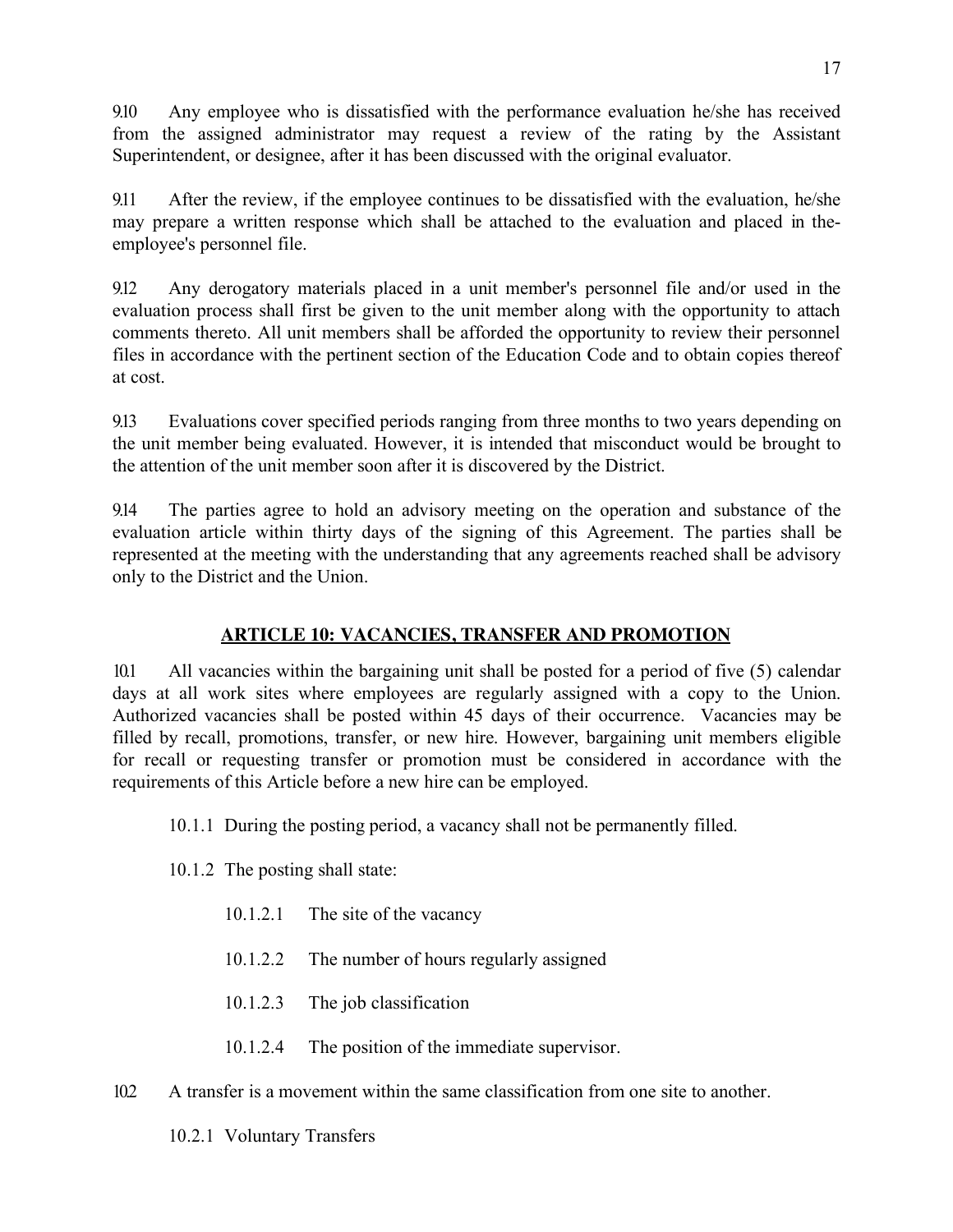9.10 Any employee who is dissatisfied with the performance evaluation he/she has received from the assigned administrator may request a review of the rating by the Assistant Superintendent, or designee, after it has been discussed with the original evaluator.

9.11 After the review, if the employee continues to be dissatisfied with the evaluation, he/she may prepare a written response which shall be attached to the evaluation and placed in the employee's personnel file.

9.12 Any derogatory materials placed in a unit member's personnel file and/or used in the evaluation process shall first be given to the unit member along with the opportunity to attach comments thereto. All unit members shall be afforded the opportunity to review their personnel files in accordance with the pertinent section of the Education Code and to obtain copies thereof at cost.

9.13 Evaluations cover specified periods ranging from three months to two years depending on the unit member being evaluated. However, it is intended that misconduct would be brought to the attention of the unit member soon after it is discovered by the District.

9.14 The parties agree to hold an advisory meeting on the operation and substance of the evaluation article within thirty days of the signing of this Agreement. The parties shall be represented at the meeting with the understanding that any agreements reached shall be advisory only to the District and the Union.

## ARTICLE 10: VACANCIES, TRANSFER AND PROMOTION

10.1 All vacancies within the bargaining unit shall be posted for a period of five (5) calendar days at all work sites where employees are regularly assigned with a copy to the Union. Authorized vacancies shall be posted within 45 days of their occurrence. Vacancies may be filled by recall, promotions, transfer, or new hire. However, bargaining unit members eligible for recall or requesting transfer or promotion must be considered in accordance with the requirements of this Article before a new hire can be employed.

10.1.1 During the posting period, a vacancy shall not be permanently filled.

10.1.2 The posting shall state:

10.1.2.1 The site of the vacancy

10.1.2.2 The number of hours regularly assigned

10.1.2.3 The job classification

10.1.2.4 The position of the immediate supervisor.

10.2 A transfer is a movement within the same classification from one site to another.

10.2.1 Voluntary Transfers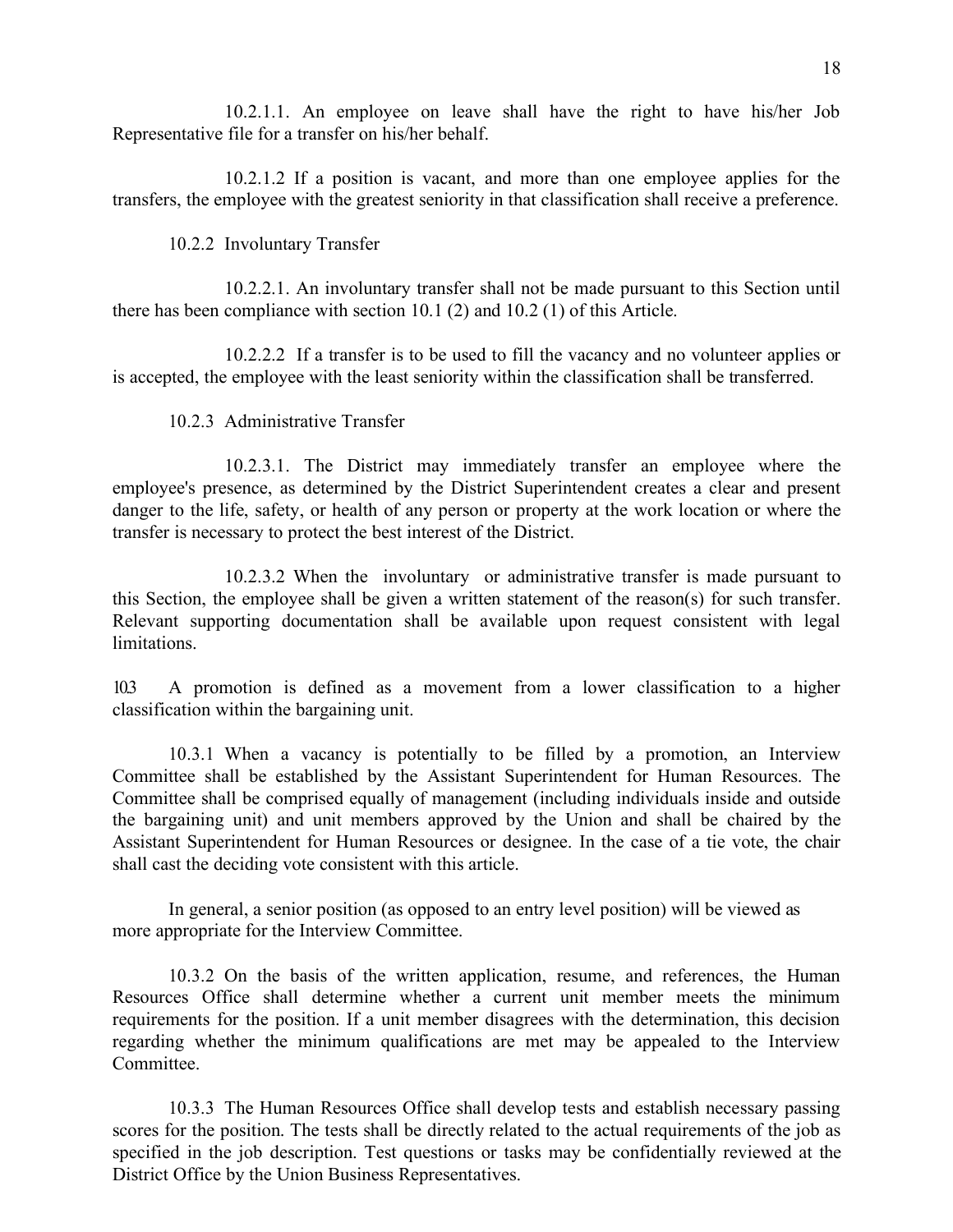10.2.1.1. An employee on leave shall have the right to have his/her Job Representative file for a transfer on his/her behalf.

10.2.1.2 If a position is vacant, and more than one employee applies for the transfers, the employee with the greatest seniority in that classification shall receive a preference.

10.2.2 Involuntary Transfer

10.2.2.1. An involuntary transfer shall not be made pursuant to this Section until there has been compliance with section 10.1 (2) and 10.2 (1) of this Article.

10.2.2.2 If a transfer is to be used to fill the vacancy and no volunteer applies or is accepted, the employee with the least seniority within the classification shall be transferred.

10.2.3 Administrative Transfer

10.2.3.1. The District may immediately transfer an employee where the employee's presence, as determined by the District Superintendent creates a clear and present danger to the life, safety, or health of any person or property at the work location or where the transfer is necessary to protect the best interest of the District.

10.2.3.2 When the involuntary or administrative transfer is made pursuant to this Section, the employee shall be given a written statement of the reason(s) for such transfer. Relevant supporting documentation shall be available upon request consistent with legal limitations.

10.3 A promotion is defined as a movement from a lower classification to a higher classification within the bargaining unit.

10.3.1 When a vacancy is potentially to be filled by a promotion, an Interview Committee shall be established by the Assistant Superintendent for Human Resources. The Committee shall be comprised equally of management (including individuals inside and outside the bargaining unit) and unit members approved by the Union and shall be chaired by the Assistant Superintendent for Human Resources or designee. In the case of a tie vote, the chair shall cast the deciding vote consistent with this article.

In general, a senior position (as opposed to an entry level position) will be viewed as more appropriate for the Interview Committee.

10.3.2 On the basis of the written application, resume, and references, the Human Resources Office shall determine whether a current unit member meets the minimum requirements for the position. If a unit member disagrees with the determination, this decision regarding whether the minimum qualifications are met may be appealed to the Interview Committee.

10.3.3 The Human Resources Office shall develop tests and establish necessary passing scores for the position. The tests shall be directly related to the actual requirements of the job as specified in the job description. Test questions or tasks may be confidentially reviewed at the District Office by the Union Business Representatives.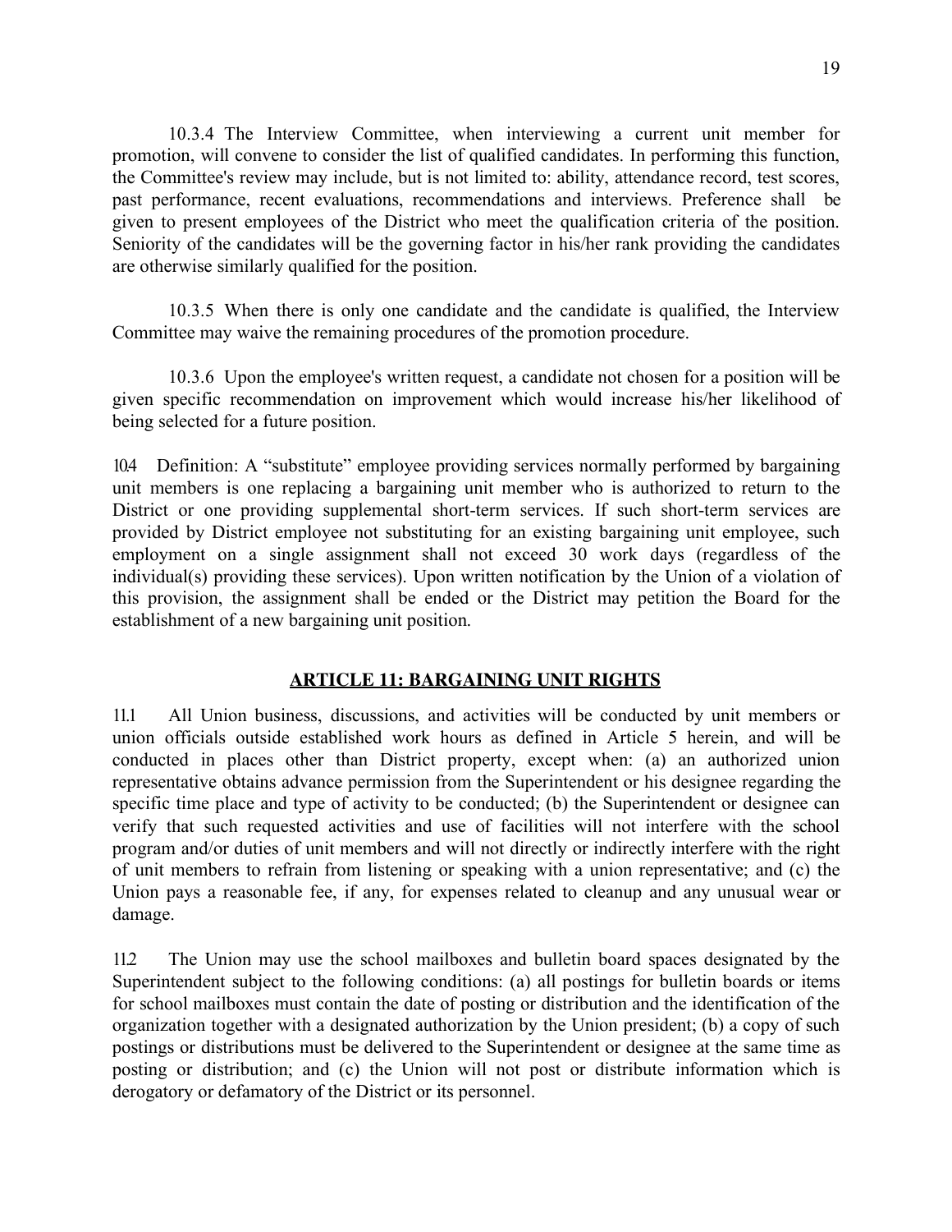10.3.4 The Interview Committee, when interviewing a current unit member for promotion, will convene to consider the list of qualified candidates. In performing this function, the Committee's review may include, but is not limited to: ability, attendance record, test scores, past performance, recent evaluations, recommendations and interviews. Preference shall be given to present employees of the District who meet the qualification criteria of the position. Seniority of the candidates will be the governing factor in his/her rank providing the candidates are otherwise similarly qualified for the position.

10.3.5 When there is only one candidate and the candidate is qualified, the Interview Committee may waive the remaining procedures of the promotion procedure.

10.3.6 Upon the employee's written request, a candidate not chosen for a position will be given specific recommendation on improvement which would increase his/her likelihood of being selected for a future position.

10.4 Definition: A "substitute" employee providing services normally performed by bargaining unit members is one replacing a bargaining unit member who is authorized to return to the District or one providing supplemental short-term services. If such short-term services are provided by District employee not substituting for an existing bargaining unit employee, such employment on a single assignment shall not exceed 30 work days (regardless of the individual(s) providing these services). Upon written notification by the Union of a violation of this provision, the assignment shall be ended or the District may petition the Board for the establishment of a new bargaining unit position.

## ARTICLE 11: BARGAINING UNIT RIGHTS

11.1 All Union business, discussions, and activities will be conducted by unit members or union officials outside established work hours as defined in Article 5 herein, and will be conducted in places other than District property, except when: (a) an authorized union representative obtains advance permission from the Superintendent or his designee regarding the specific time place and type of activity to be conducted; (b) the Superintendent or designee can verify that such requested activities and use of facilities will not interfere with the school program and/or duties of unit members and will not directly or indirectly interfere with the right of unit members to refrain from listening or speaking with a union representative; and (c) the Union pays a reasonable fee, if any, for expenses related to cleanup and any unusual wear or damage.

11.2 The Union may use the school mailboxes and bulletin board spaces designated by the Superintendent subject to the following conditions: (a) all postings for bulletin boards or items for school mailboxes must contain the date of posting or distribution and the identification of the organization together with a designated authorization by the Union president; (b) a copy of such postings or distributions must be delivered to the Superintendent or designee at the same time as posting or distribution; and (c) the Union will not post or distribute information which is derogatory or defamatory of the District or its personnel.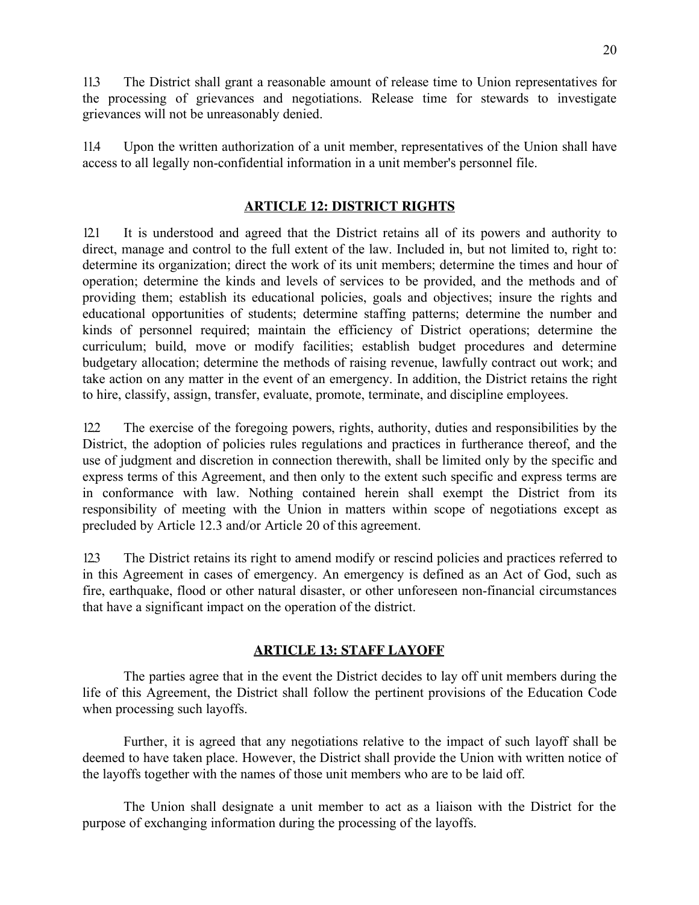11.3 The District shall grant a reasonable amount of release time to Union representatives for the processing of grievances and negotiations. Release time for stewards to investigate grievances will not be unreasonably denied.

11.4 Upon the written authorization of a unit member, representatives of the Union shall have access to all legally non-confidential information in a unit member's personnel file.

## ARTICLE 12: DISTRICT RIGHTS

12.1 It is understood and agreed that the District retains all of its powers and authority to direct, manage and control to the full extent of the law. Included in, but not limited to, right to: determine its organization; direct the work of its unit members; determine the times and hour of operation; determine the kinds and levels of services to be provided, and the methods and of providing them; establish its educational policies, goals and objectives; insure the rights and educational opportunities of students; determine staffing patterns; determine the number and kinds of personnel required; maintain the efficiency of District operations; determine the curriculum; build, move or modify facilities; establish budget procedures and determine budgetary allocation; determine the methods of raising revenue, lawfully contract out work; and take action on any matter in the event of an emergency. In addition, the District retains the right to hire, classify, assign, transfer, evaluate, promote, terminate, and discipline employees.

12.2 The exercise of the foregoing powers, rights, authority, duties and responsibilities by the District, the adoption of policies rules regulations and practices in furtherance thereof, and the use of judgment and discretion in connection therewith, shall be limited only by the specific and express terms of this Agreement, and then only to the extent such specific and express terms are in conformance with law. Nothing contained herein shall exempt the District from its responsibility of meeting with the Union in matters within scope of negotiations except as precluded by Article 12.3 and/or Article 20 of this agreement.

12.3 The District retains its right to amend modify or rescind policies and practices referred to in this Agreement in cases of emergency. An emergency is defined as an Act of God, such as fire, earthquake, flood or other natural disaster, or other unforeseen non-financial circumstances that have a significant impact on the operation of the district.

## ARTICLE 13: STAFF LAYOFF

The parties agree that in the event the District decides to lay off unit members during the life of this Agreement, the District shall follow the pertinent provisions of the Education Code when processing such layoffs.

Further, it is agreed that any negotiations relative to the impact of such layoff shall be deemed to have taken place. However, the District shall provide the Union with written notice of the layoffs together with the names of those unit members who are to be laid off.

The Union shall designate a unit member to act as a liaison with the District for the purpose of exchanging information during the processing of the layoffs.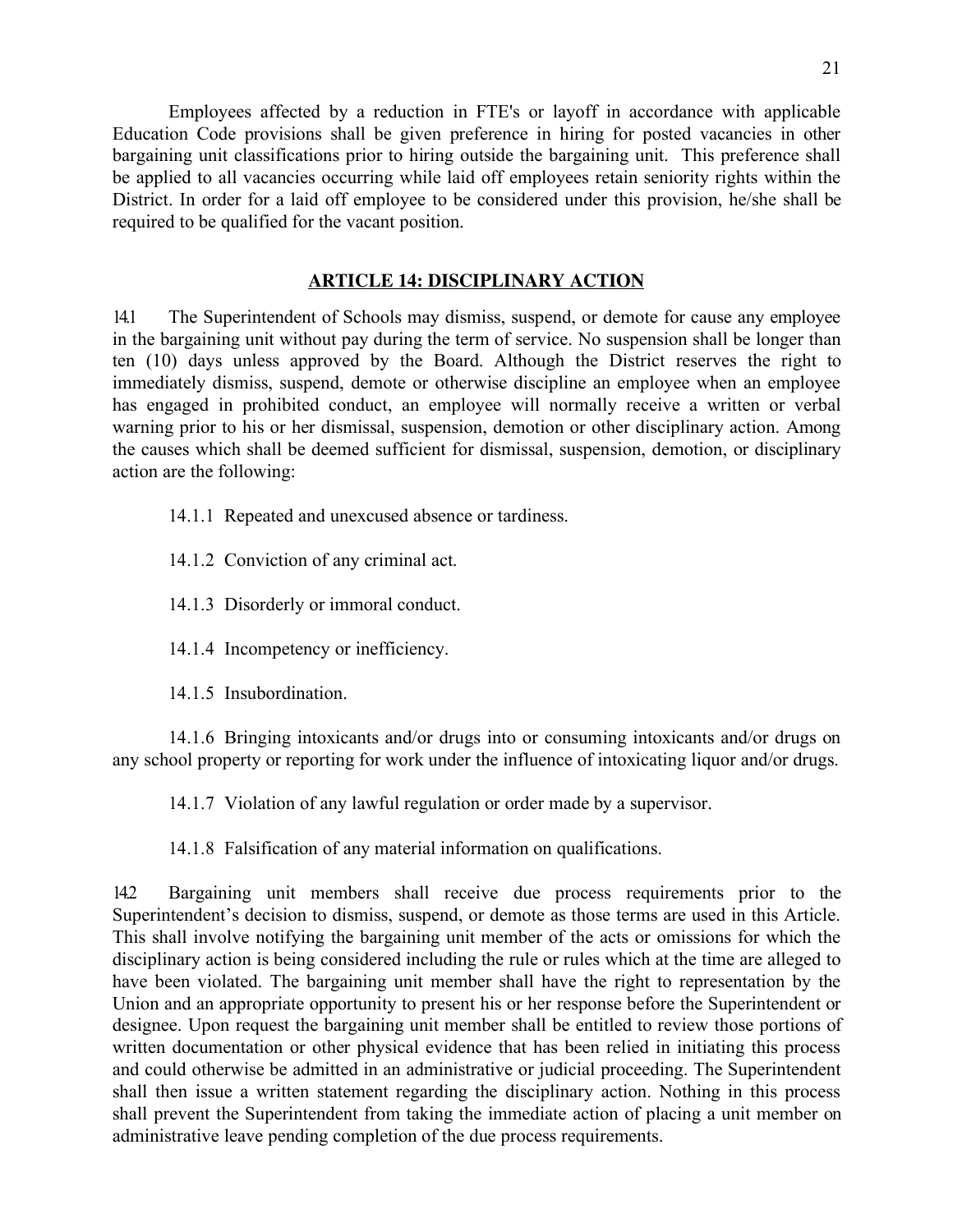Employees affected by a reduction in FTE's or layoff in accordance with applicable Education Code provisions shall be given preference in hiring for posted vacancies in other bargaining unit classifications prior to hiring outside the bargaining unit. This preference shall be applied to all vacancies occurring while laid off employees retain seniority rights within the District. In order for a laid off employee to be considered under this provision, he/she shall be required to be qualified for the vacant position.

## ARTICLE 14: DISCIPLINARY ACTION

14.1 The Superintendent of Schools may dismiss, suspend, or demote for cause any employee in the bargaining unit without pay during the term of service. No suspension shall be longer than ten (10) days unless approved by the Board. Although the District reserves the right to immediately dismiss, suspend, demote or otherwise discipline an employee when an employee has engaged in prohibited conduct, an employee will normally receive a written or verbal warning prior to his or her dismissal, suspension, demotion or other disciplinary action. Among the causes which shall be deemed sufficient for dismissal, suspension, demotion, or disciplinary action are the following:

14.1.1 Repeated and unexcused absence or tardiness.

14.1.2 Conviction of any criminal act.

14.1.3 Disorderly or immoral conduct.

14.1.4 Incompetency or inefficiency.

14.1.5 Insubordination.

14.1.6 Bringing intoxicants and/or drugs into or consuming intoxicants and/or drugs on any school property or reporting for work under the influence of intoxicating liquor and/or drugs.

14.1.7 Violation of any lawful regulation or order made by a supervisor.

14.1.8 Falsification of any material information on qualifications.

14.2 Bargaining unit members shall receive due process requirements prior to the Superintendent's decision to dismiss, suspend, or demote as those terms are used in this Article. This shall involve notifying the bargaining unit member of the acts or omissions for which the disciplinary action is being considered including the rule or rules which at the time are alleged to have been violated. The bargaining unit member shall have the right to representation by the Union and an appropriate opportunity to present his or her response before the Superintendent or designee. Upon request the bargaining unit member shall be entitled to review those portions of written documentation or other physical evidence that has been relied in initiating this process and could otherwise be admitted in an administrative or judicial proceeding. The Superintendent shall then issue a written statement regarding the disciplinary action. Nothing in this process shall prevent the Superintendent from taking the immediate action of placing a unit member on administrative leave pending completion of the due process requirements.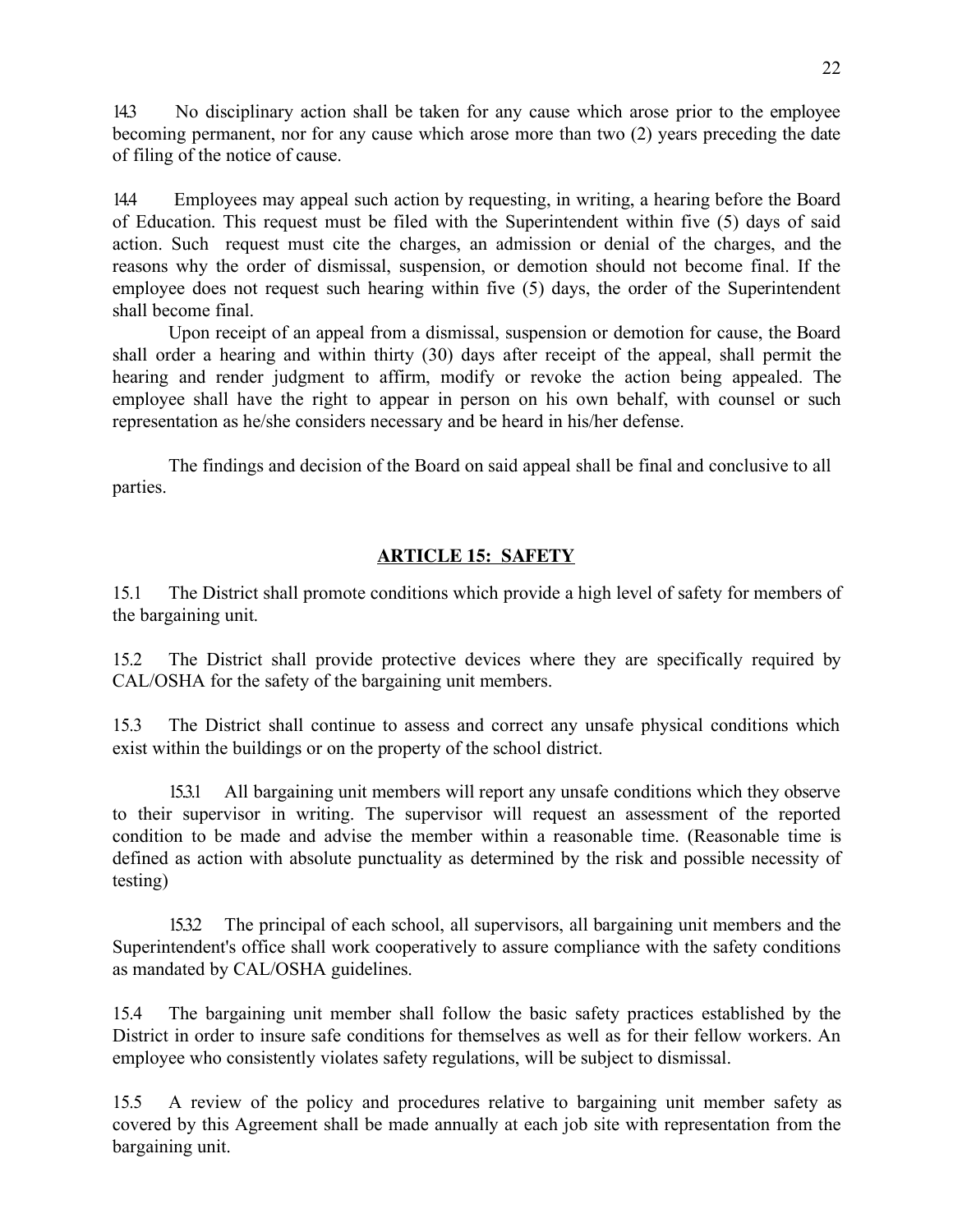14.3 No disciplinary action shall be taken for any cause which arose prior to the employee becoming permanent, nor for any cause which arose more than two (2) years preceding the date of filing of the notice of cause.

14.4 Employees may appeal such action by requesting, in writing, a hearing before the Board of Education. This request must be filed with the Superintendent within five (5) days of said action. Such request must cite the charges, an admission or denial of the charges, and the reasons why the order of dismissal, suspension, or demotion should not become final. If the employee does not request such hearing within five (5) days, the order of the Superintendent shall become final.

Upon receipt of an appeal from a dismissal, suspension or demotion for cause, the Board shall order a hearing and within thirty (30) days after receipt of the appeal, shall permit the hearing and render judgment to affirm, modify or revoke the action being appealed. The employee shall have the right to appear in person on his own behalf, with counsel or such representation as he/she considers necessary and be heard in his/her defense.

The findings and decision of the Board on said appeal shall be final and conclusive to all parties.

## ARTICLE 15: SAFETY

15.1 The District shall promote conditions which provide a high level of safety for members of the bargaining unit.

15.2 The District shall provide protective devices where they are specifically required by CAL/OSHA for the safety of the bargaining unit members.

15.3 The District shall continue to assess and correct any unsafe physical conditions which exist within the buildings or on the property of the school district.

15.3.1 All bargaining unit members will report any unsafe conditions which they observe to their supervisor in writing. The supervisor will request an assessment of the reported condition to be made and advise the member within a reasonable time. (Reasonable time is defined as action with absolute punctuality as determined by the risk and possible necessity of testing)

15.3.2 The principal of each school, all supervisors, all bargaining unit members and the Superintendent's office shall work cooperatively to assure compliance with the safety conditions as mandated by CAL/OSHA guidelines.

15.4 The bargaining unit member shall follow the basic safety practices established by the District in order to insure safe conditions for themselves as well as for their fellow workers. An employee who consistently violates safety regulations, will be subject to dismissal.

15.5 A review of the policy and procedures relative to bargaining unit member safety as covered by this Agreement shall be made annually at each job site with representation from the bargaining unit.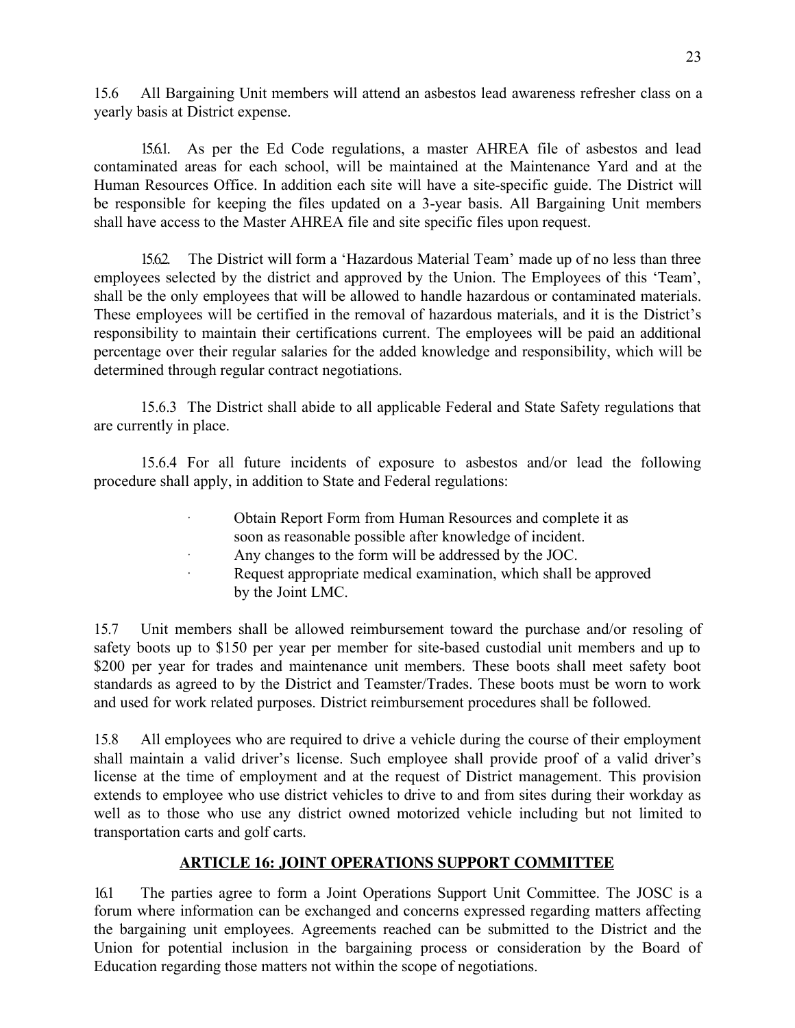15.6 All Bargaining Unit members will attend an asbestos lead awareness refresher class on a yearly basis at District expense.

15.6.1. As per the Ed Code regulations, a master AHREA file of asbestos and lead contaminated areas for each school, will be maintained at the Maintenance Yard and at the Human Resources Office. In addition each site will have a site-specific guide. The District will be responsible for keeping the files updated on a 3-year basis. All Bargaining Unit members shall have access to the Master AHREA file and site specific files upon request.

15.6.2. The District will form a 'Hazardous Material Team' made up of no less than three employees selected by the district and approved by the Union. The Employees of this 'Team', shall be the only employees that will be allowed to handle hazardous or contaminated materials. These employees will be certified in the removal of hazardous materials, and it is the District's responsibility to maintain their certifications current. The employees will be paid an additional percentage over their regular salaries for the added knowledge and responsibility, which will be determined through regular contract negotiations.

15.6.3 The District shall abide to all applicable Federal and State Safety regulations that are currently in place.

15.6.4 For all future incidents of exposure to asbestos and/or lead the following procedure shall apply, in addition to State and Federal regulations:

- Obtain Report Form from Human Resources and complete it as soon as reasonable possible after knowledge of incident.
- Any changes to the form will be addressed by the JOC.
- Request appropriate medical examination, which shall be approved by the Joint LMC.

15.7 Unit members shall be allowed reimbursement toward the purchase and/or resoling of safety boots up to $150 per year per member for site-based custodial unit members and up to $200 per year for trades and maintenance unit members. These boots shall meet safety boot standards as agreed to by the District and Teamster/Trades. These boots must be worn to work and used for work related purposes. District reimbursement procedures shall be followed.

15.8 All employees who are required to drive a vehicle during the course of their employment shall maintain a valid driver's license. Such employee shall provide proof of a valid driver's license at the time of employment and at the request of District management. This provision extends to employee who use district vehicles to drive to and from sites during their workday as well as to those who use any district owned motorized vehicle including but not limited to transportation carts and golf carts.

## ARTICLE 16: JOINT OPERATIONS SUPPORT COMMITTEE

16.1 The parties agree to form a Joint Operations Support Unit Committee. The JOSC is a forum where information can be exchanged and concerns expressed regarding matters affecting the bargaining unit employees. Agreements reached can be submitted to the District and the Union for potential inclusion in the bargaining process or consideration by the Board of Education regarding those matters not within the scope of negotiations.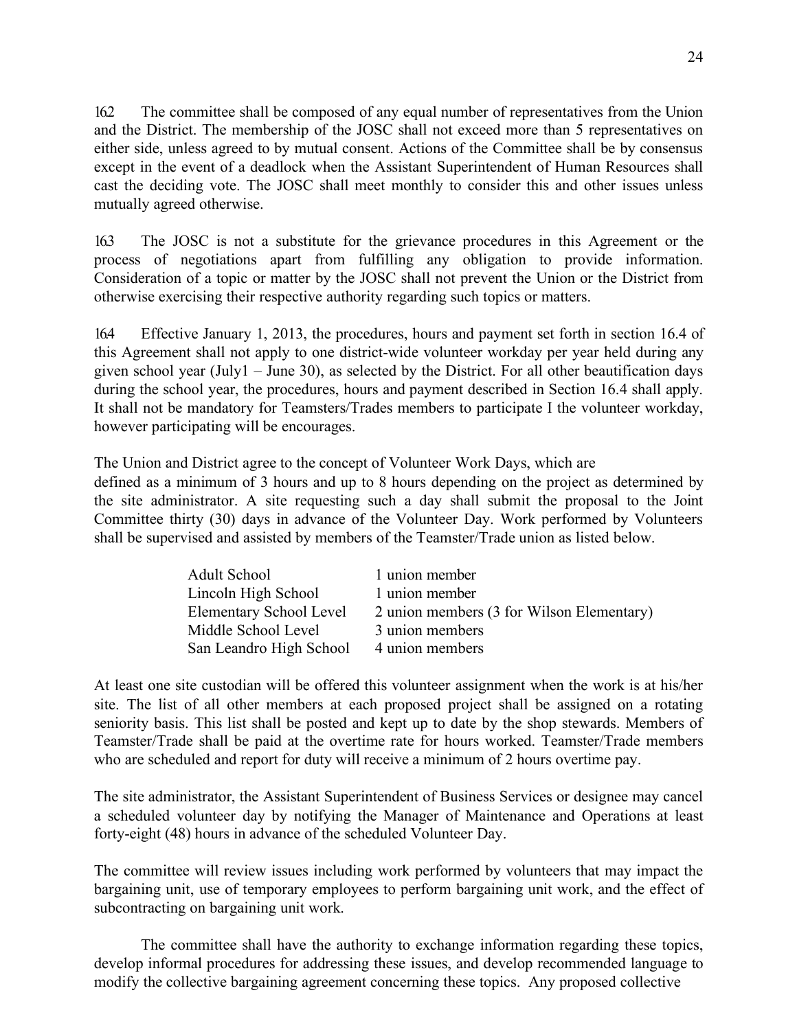16.2 The committee shall be composed of any equal number of representatives from the Union and the District. The membership of the JOSC shall not exceed more than 5 representatives on either side, unless agreed to by mutual consent. Actions of the Committee shall be by consensus except in the event of a deadlock when the Assistant Superintendent of Human Resources shall cast the deciding vote. The JOSC shall meet monthly to consider this and other issues unless mutually agreed otherwise.

16.3 The JOSC is not a substitute for the grievance procedures in this Agreement or the process of negotiations apart from fulfilling any obligation to provide information. Consideration of a topic or matter by the JOSC shall not prevent the Union or the District from otherwise exercising their respective authority regarding such topics or matters.

16.4 Effective January 1, 2013, the procedures, hours and payment set forth in section 16.4 of this Agreement shall not apply to one district-wide volunteer workday per year held during any given school year (July1 – June 30), as selected by the District. For all other beautification days during the school year, the procedures, hours and payment described in Section 16.4 shall apply. It shall not be mandatory for Teamsters/Trades members to participate I the volunteer workday, however participating will be encourages.

The Union and District agree to the concept of Volunteer Work Days, which are defined as a minimum of 3 hours and up to 8 hours depending on the project as determined by the site administrator. A site requesting such a day shall submit the proposal to the Joint Committee thirty (30) days in advance of the Volunteer Day. Work performed by Volunteers shall be supervised and assisted by members of the Teamster/Trade union as listed below.

| | |
|---|---|
| Adult School | 1 union member |
| Lincoln High School | 1 union member |
| Elementary School Level | 2 union members (3 for Wilson Elementary) |
| Middle School Level | 3 union members |
| San Leandro High School | 4 union members |

At least one site custodian will be offered this volunteer assignment when the work is at his/her site. The list of all other members at each proposed project shall be assigned on a rotating seniority basis. This list shall be posted and kept up to date by the shop stewards. Members of Teamster/Trade shall be paid at the overtime rate for hours worked. Teamster/Trade members who are scheduled and report for duty will receive a minimum of 2 hours overtime pay.

The site administrator, the Assistant Superintendent of Business Services or designee may cancel a scheduled volunteer day by notifying the Manager of Maintenance and Operations at least forty-eight (48) hours in advance of the scheduled Volunteer Day.

The committee will review issues including work performed by volunteers that may impact the bargaining unit, use of temporary employees to perform bargaining unit work, and the effect of subcontracting on bargaining unit work.

The committee shall have the authority to exchange information regarding these topics, develop informal procedures for addressing these issues, and develop recommended language to modify the collective bargaining agreement concerning these topics. Any proposed collective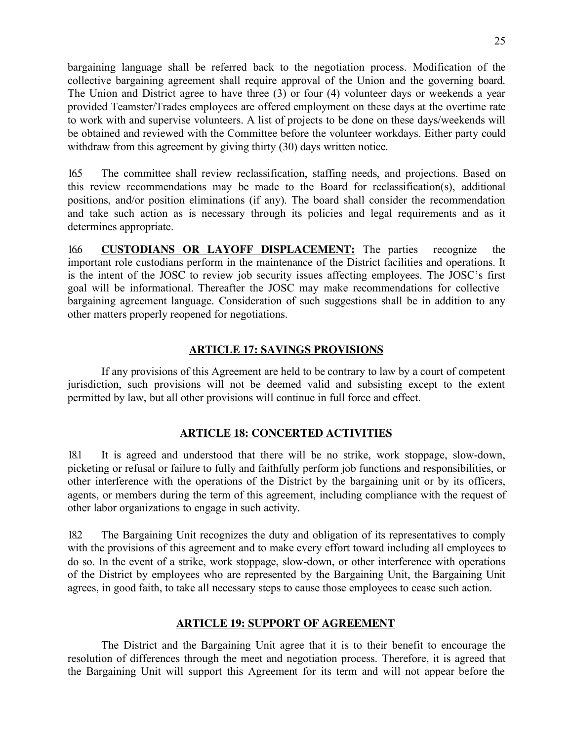bargaining language shall be referred back to the negotiation process. Modification of the collective bargaining agreement shall require approval of the Union and the governing board. The Union and District agree to have three (3) or four (4) volunteer days or weekends a year provided Teamster/Trades employees are offered employment on these days at the overtime rate to work with and supervise volunteers. A list of projects to be done on these days/weekends will be obtained and reviewed with the Committee before the volunteer workdays. Either party could withdraw from this agreement by giving thirty (30) days written notice.

16.5 The committee shall review reclassification, staffing needs, and projections. Based on this review recommendations may be made to the Board for reclassification(s), additional positions, and/or position eliminations (if any). The board shall consider the recommendation and take such action as is necessary through its policies and legal requirements and as it determines appropriate.

16.6 **CUSTODIANS OR LAYOFF DISPLACEMENT:** The parties recognize the important role custodians perform in the maintenance of the District facilities and operations. It is the intent of the JOSC to review job security issues affecting employees. The JOSC's first goal will be informational. Thereafter the JOSC may make recommendations for collective bargaining agreement language. Consideration of such suggestions shall be in addition to any other matters properly reopened for negotiations.

## ARTICLE 17: SAVINGS PROVISIONS

If any provisions of this Agreement are held to be contrary to law by a court of competent jurisdiction, such provisions will not be deemed valid and subsisting except to the extent permitted by law, but all other provisions will continue in full force and effect.

## ARTICLE 18: CONCERTED ACTIVITIES

18.1 It is agreed and understood that there will be no strike, work stoppage, slow-down, picketing or refusal or failure to fully and faithfully perform job functions and responsibilities, or other interference with the operations of the District by the bargaining unit or by its officers, agents, or members during the term of this agreement, including compliance with the request of other labor organizations to engage in such activity.

18.2 The Bargaining Unit recognizes the duty and obligation of its representatives to comply with the provisions of this agreement and to make every effort toward including all employees to do so. In the event of a strike, work stoppage, slow-down, or other interference with operations of the District by employees who are represented by the Bargaining Unit, the Bargaining Unit agrees, in good faith, to take all necessary steps to cause those employees to cease such action.

## ARTICLE 19: SUPPORT OF AGREEMENT

The District and the Bargaining Unit agree that it is to their benefit to encourage the resolution of differences through the meet and negotiation process. Therefore, it is agreed that the Bargaining Unit will support this Agreement for its term and will not appear before the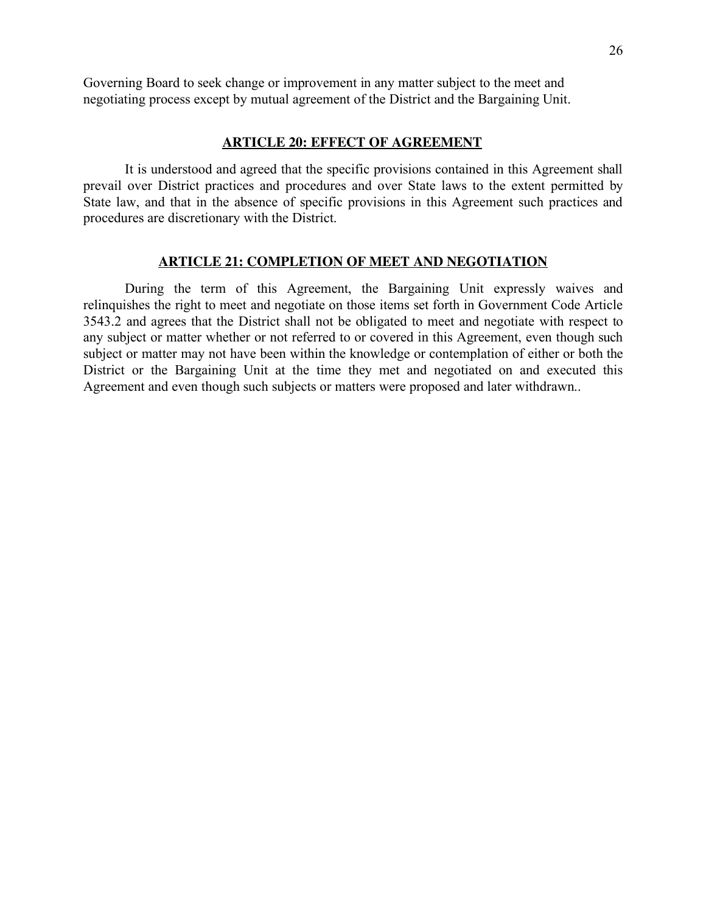Governing Board to seek change or improvement in any matter subject to the meet and negotiating process except by mutual agreement of the District and the Bargaining Unit.

## ARTICLE 20: EFFECT OF AGREEMENT

It is understood and agreed that the specific provisions contained in this Agreement shall prevail over District practices and procedures and over State laws to the extent permitted by State law, and that in the absence of specific provisions in this Agreement such practices and procedures are discretionary with the District.

## ARTICLE 21: COMPLETION OF MEET AND NEGOTIATION

During the term of this Agreement, the Bargaining Unit expressly waives and relinquishes the right to meet and negotiate on those items set forth in Government Code Article 3543.2 and agrees that the District shall not be obligated to meet and negotiate with respect to any subject or matter whether or not referred to or covered in this Agreement, even though such subject or matter may not have been within the knowledge or contemplation of either or both the District or the Bargaining Unit at the time they met and negotiated on and executed this Agreement and even though such subjects or matters were proposed and later withdrawn..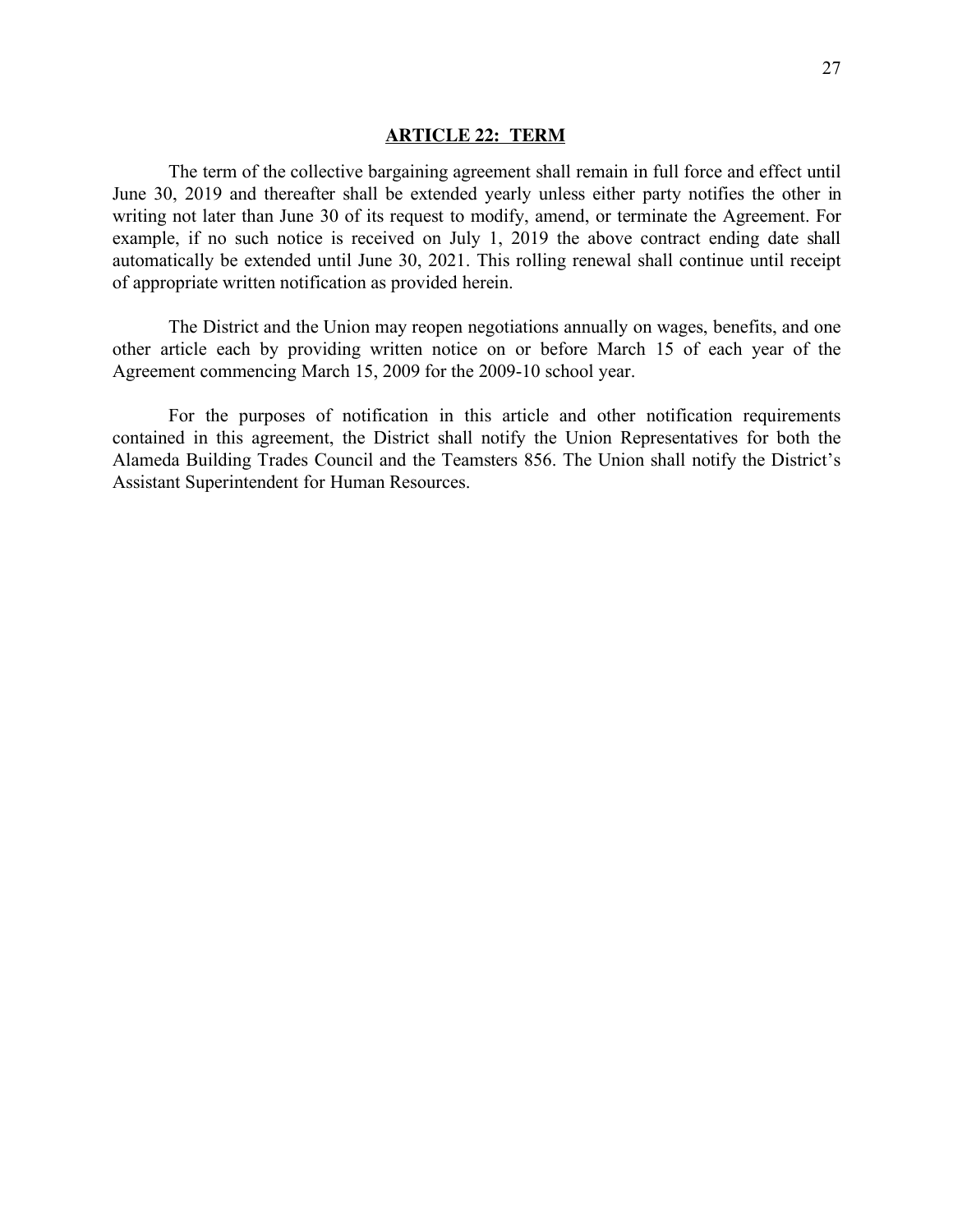## ARTICLE 22: TERM

The term of the collective bargaining agreement shall remain in full force and effect until June 30, 2019 and thereafter shall be extended yearly unless either party notifies the other in writing not later than June 30 of its request to modify, amend, or terminate the Agreement. For example, if no such notice is received on July 1, 2019 the above contract ending date shall automatically be extended until June 30, 2021. This rolling renewal shall continue until receipt of appropriate written notification as provided herein.

The District and the Union may reopen negotiations annually on wages, benefits, and one other article each by providing written notice on or before March 15 of each year of the Agreement commencing March 15, 2009 for the 2009-10 school year.

For the purposes of notification in this article and other notification requirements contained in this agreement, the District shall notify the Union Representatives for both the Alameda Building Trades Council and the Teamsters 856. The Union shall notify the District's Assistant Superintendent for Human Resources.